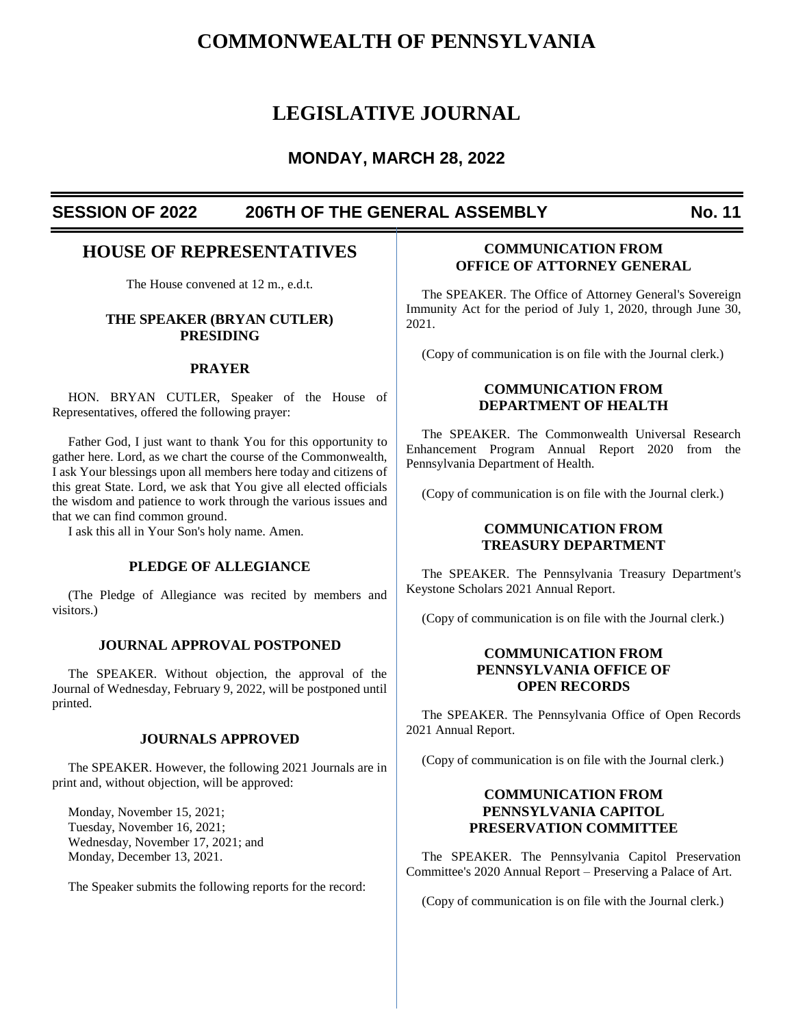# COMMONWEALTH OF PENNSYLVANIA

# LEGISLATIVE JOURNAL

### MONDAY, MARCH 28, 2022

**SESSION OF 2022 — 206TH OF THE GENERAL ASSEMBLY — No. 11**

## HOUSE OF REPRESENTATIVES

The House convened at 12 m., e.d.t.

### THE SPEAKER (BRYAN CUTLER) PRESIDING

### PRAYER

HON. BRYAN CUTLER, Speaker of the House of Representatives, offered the following prayer:

Father God, I just want to thank You for this opportunity to gather here. Lord, as we chart the course of the Commonwealth, I ask Your blessings upon all members here today and citizens of this great State. Lord, we ask that You give all elected officials the wisdom and patience to work through the various issues and that we can find common ground.

I ask this all in Your Son's holy name. Amen.

### PLEDGE OF ALLEGIANCE

(The Pledge of Allegiance was recited by members and visitors.)

### JOURNAL APPROVAL POSTPONED

The SPEAKER. Without objection, the approval of the Journal of Wednesday, February 9, 2022, will be postponed until printed.

### JOURNALS APPROVED

The SPEAKER. However, the following 2021 Journals are in print and, without objection, will be approved:

Monday, November 15, 2021;
Tuesday, November 16, 2021;
Wednesday, November 17, 2021; and
Monday, December 13, 2021.

The Speaker submits the following reports for the record:

### COMMUNICATION FROM OFFICE OF ATTORNEY GENERAL

The SPEAKER. The Office of Attorney General's Sovereign Immunity Act for the period of July 1, 2020, through June 30, 2021.

(Copy of communication is on file with the Journal clerk.)

### COMMUNICATION FROM DEPARTMENT OF HEALTH

The SPEAKER. The Commonwealth Universal Research Enhancement Program Annual Report 2020 from the Pennsylvania Department of Health.

(Copy of communication is on file with the Journal clerk.)

### COMMUNICATION FROM TREASURY DEPARTMENT

The SPEAKER. The Pennsylvania Treasury Department's Keystone Scholars 2021 Annual Report.

(Copy of communication is on file with the Journal clerk.)

### COMMUNICATION FROM PENNSYLVANIA OFFICE OF OPEN RECORDS

The SPEAKER. The Pennsylvania Office of Open Records 2021 Annual Report.

(Copy of communication is on file with the Journal clerk.)

### COMMUNICATION FROM PENNSYLVANIA CAPITOL PRESERVATION COMMITTEE

The SPEAKER. The Pennsylvania Capitol Preservation Committee's 2020 Annual Report – Preserving a Palace of Art.

(Copy of communication is on file with the Journal clerk.)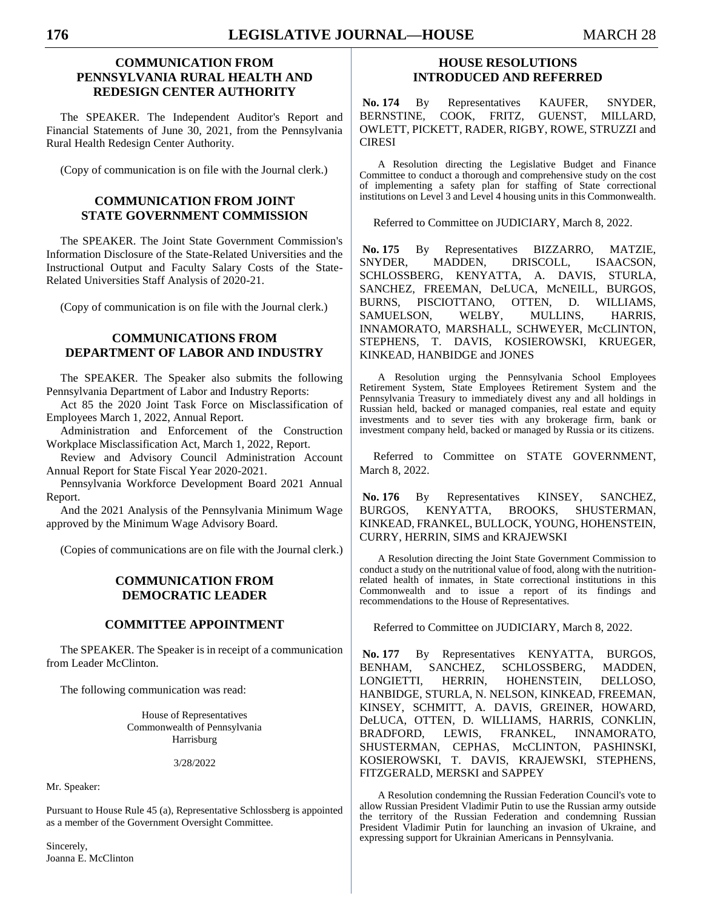## COMMUNICATION FROM PENNSYLVANIA RURAL HEALTH AND REDESIGN CENTER AUTHORITY

The SPEAKER. The Independent Auditor's Report and Financial Statements of June 30, 2021, from the Pennsylvania Rural Health Redesign Center Authority.

(Copy of communication is on file with the Journal clerk.)

## COMMUNICATION FROM JOINT STATE GOVERNMENT COMMISSION

The SPEAKER. The Joint State Government Commission's Information Disclosure of the State-Related Universities and the Instructional Output and Faculty Salary Costs of the State-Related Universities Staff Analysis of 2020-21.

(Copy of communication is on file with the Journal clerk.)

## COMMUNICATIONS FROM DEPARTMENT OF LABOR AND INDUSTRY

The SPEAKER. The Speaker also submits the following Pennsylvania Department of Labor and Industry Reports:

Act 85 the 2020 Joint Task Force on Misclassification of Employees March 1, 2022, Annual Report.

Administration and Enforcement of the Construction Workplace Misclassification Act, March 1, 2022, Report.

Review and Advisory Council Administration Account Annual Report for State Fiscal Year 2020-2021.

Pennsylvania Workforce Development Board 2021 Annual Report.

And the 2021 Analysis of the Pennsylvania Minimum Wage approved by the Minimum Wage Advisory Board.

(Copies of communications are on file with the Journal clerk.)

## COMMUNICATION FROM DEMOCRATIC LEADER

## COMMITTEE APPOINTMENT

The SPEAKER. The Speaker is in receipt of a communication from Leader McClinton.

The following communication was read:

House of Representatives
Commonwealth of Pennsylvania
Harrisburg

3/28/2022

Mr. Speaker:

Pursuant to House Rule 45 (a), Representative Schlossberg is appointed as a member of the Government Oversight Committee.

Sincerely,
Joanna E. McClinton

## HOUSE RESOLUTIONS INTRODUCED AND REFERRED

**No. 174** By Representatives KAUFER, SNYDER, BERNSTINE, COOK, FRITZ, GUENST, MILLARD, OWLETT, PICKETT, RADER, RIGBY, ROWE, STRUZZI and CIRESI

A Resolution directing the Legislative Budget and Finance Committee to conduct a thorough and comprehensive study on the cost of implementing a safety plan for staffing of State correctional institutions on Level 3 and Level 4 housing units in this Commonwealth.

Referred to Committee on JUDICIARY, March 8, 2022.

**No. 175** By Representatives BIZZARRO, MATZIE, SNYDER, MADDEN, DRISCOLL, ISAACSON, SCHLOSSBERG, KENYATTA, A. DAVIS, STURLA, SANCHEZ, FREEMAN, DeLUCA, McNEILL, BURGOS, BURNS, PISCIOTTANO, OTTEN, D. WILLIAMS, SAMUELSON, WELBY, MULLINS, HARRIS, INNAMORATO, MARSHALL, SCHWEYER, McCLINTON, STEPHENS, T. DAVIS, KOSIEROWSKI, KRUEGER, KINKEAD, HANBIDGE and JONES

A Resolution urging the Pennsylvania School Employees Retirement System, State Employees Retirement System and the Pennsylvania Treasury to immediately divest any and all holdings in Russian held, backed or managed companies, real estate and equity investments and to sever ties with any brokerage firm, bank or investment company held, backed or managed by Russia or its citizens.

Referred to Committee on STATE GOVERNMENT, March 8, 2022.

**No. 176** By Representatives KINSEY, SANCHEZ, BURGOS, KENYATTA, BROOKS, SHUSTERMAN, KINKEAD, FRANKEL, BULLOCK, YOUNG, HOHENSTEIN, CURRY, HERRIN, SIMS and KRAJEWSKI

A Resolution directing the Joint State Government Commission to conduct a study on the nutritional value of food, along with the nutrition-related health of inmates, in State correctional institutions in this Commonwealth and to issue a report of its findings and recommendations to the House of Representatives.

Referred to Committee on JUDICIARY, March 8, 2022.

**No. 177** By Representatives KENYATTA, BURGOS, BENHAM, SANCHEZ, SCHLOSSBERG, MADDEN, LONGIETTI, HERRIN, HOHENSTEIN, DELLOSO, HANBIDGE, STURLA, N. NELSON, KINKEAD, FREEMAN, KINSEY, SCHMITT, A. DAVIS, GREINER, HOWARD, DeLUCA, OTTEN, D. WILLIAMS, HARRIS, CONKLIN, BRADFORD, LEWIS, FRANKEL, INNAMORATO, SHUSTERMAN, CEPHAS, McCLINTON, PASHINSKI, KOSIEROWSKI, T. DAVIS, KRAJEWSKI, STEPHENS, FITZGERALD, MERSKI and SAPPEY

A Resolution condemning the Russian Federation Council's vote to allow Russian President Vladimir Putin to use the Russian army outside the territory of the Russian Federation and condemning Russian President Vladimir Putin for launching an invasion of Ukraine, and expressing support for Ukrainian Americans in Pennsylvania.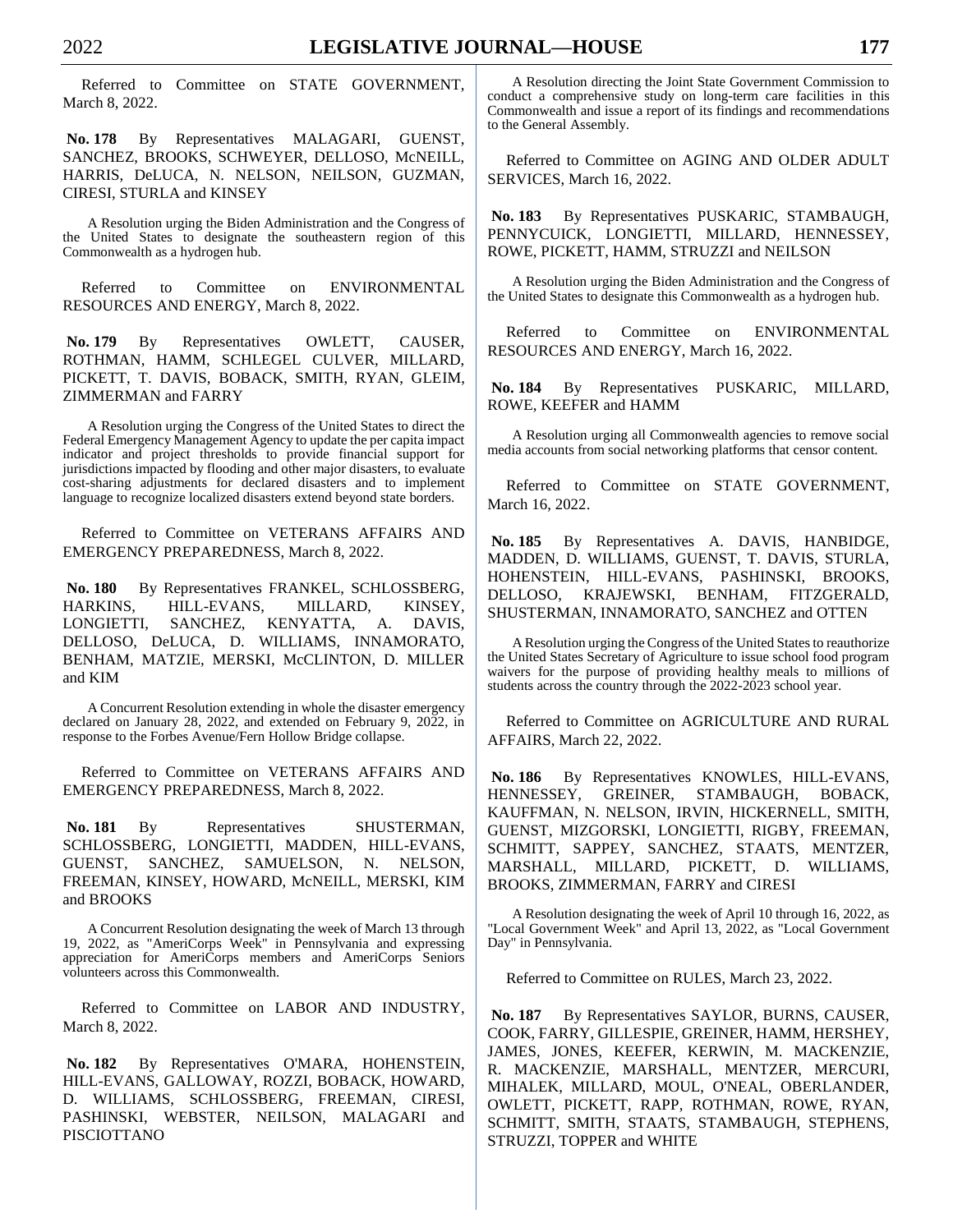Referred to Committee on STATE GOVERNMENT, March 8, 2022.

**No. 178** By Representatives MALAGARI, GUENST, SANCHEZ, BROOKS, SCHWEYER, DELLOSO, McNEILL, HARRIS, DeLUCA, N. NELSON, NEILSON, GUZMAN, CIRESI, STURLA and KINSEY

A Resolution urging the Biden Administration and the Congress of the United States to designate the southeastern region of this Commonwealth as a hydrogen hub.

Referred to Committee on ENVIRONMENTAL RESOURCES AND ENERGY, March 8, 2022.

**No. 179** By Representatives OWLETT, CAUSER, ROTHMAN, HAMM, SCHLEGEL CULVER, MILLARD, PICKETT, T. DAVIS, BOBACK, SMITH, RYAN, GLEIM, ZIMMERMAN and FARRY

A Resolution urging the Congress of the United States to direct the Federal Emergency Management Agency to update the per capita impact indicator and project thresholds to provide financial support for jurisdictions impacted by flooding and other major disasters, to evaluate cost-sharing adjustments for declared disasters and to implement language to recognize localized disasters extend beyond state borders.

Referred to Committee on VETERANS AFFAIRS AND EMERGENCY PREPAREDNESS, March 8, 2022.

**No. 180** By Representatives FRANKEL, SCHLOSSBERG, HARKINS, HILL-EVANS, MILLARD, KINSEY, LONGIETTI, SANCHEZ, KENYATTA, A. DAVIS, DELLOSO, DeLUCA, D. WILLIAMS, INNAMORATO, BENHAM, MATZIE, MERSKI, McCLINTON, D. MILLER and KIM

A Concurrent Resolution extending in whole the disaster emergency declared on January 28, 2022, and extended on February 9, 2022, in response to the Forbes Avenue/Fern Hollow Bridge collapse.

Referred to Committee on VETERANS AFFAIRS AND EMERGENCY PREPAREDNESS, March 8, 2022.

**No. 181** By Representatives SHUSTERMAN, SCHLOSSBERG, LONGIETTI, MADDEN, HILL-EVANS, GUENST, SANCHEZ, SAMUELSON, N. NELSON, FREEMAN, KINSEY, HOWARD, McNEILL, MERSKI, KIM and BROOKS

A Concurrent Resolution designating the week of March 13 through 19, 2022, as "AmeriCorps Week" in Pennsylvania and expressing appreciation for AmeriCorps members and AmeriCorps Seniors volunteers across this Commonwealth.

Referred to Committee on LABOR AND INDUSTRY, March 8, 2022.

**No. 182** By Representatives O'MARA, HOHENSTEIN, HILL-EVANS, GALLOWAY, ROZZI, BOBACK, HOWARD, D. WILLIAMS, SCHLOSSBERG, FREEMAN, CIRESI, PASHINSKI, WEBSTER, NEILSON, MALAGARI and PISCIOTTANO

A Resolution directing the Joint State Government Commission to conduct a comprehensive study on long-term care facilities in this Commonwealth and issue a report of its findings and recommendations to the General Assembly.

Referred to Committee on AGING AND OLDER ADULT SERVICES, March 16, 2022.

**No. 183** By Representatives PUSKARIC, STAMBAUGH, PENNYCUICK, LONGIETTI, MILLARD, HENNESSEY, ROWE, PICKETT, HAMM, STRUZZI and NEILSON

A Resolution urging the Biden Administration and the Congress of the United States to designate this Commonwealth as a hydrogen hub.

Referred to Committee on ENVIRONMENTAL RESOURCES AND ENERGY, March 16, 2022.

**No. 184** By Representatives PUSKARIC, MILLARD, ROWE, KEEFER and HAMM

A Resolution urging all Commonwealth agencies to remove social media accounts from social networking platforms that censor content.

Referred to Committee on STATE GOVERNMENT, March 16, 2022.

**No. 185** By Representatives A. DAVIS, HANBIDGE, MADDEN, D. WILLIAMS, GUENST, T. DAVIS, STURLA, HOHENSTEIN, HILL-EVANS, PASHINSKI, BROOKS, DELLOSO, KRAJEWSKI, BENHAM, FITZGERALD, SHUSTERMAN, INNAMORATO, SANCHEZ and OTTEN

A Resolution urging the Congress of the United States to reauthorize the United States Secretary of Agriculture to issue school food program waivers for the purpose of providing healthy meals to millions of students across the country through the 2022-2023 school year.

Referred to Committee on AGRICULTURE AND RURAL AFFAIRS, March 22, 2022.

**No. 186** By Representatives KNOWLES, HILL-EVANS, HENNESSEY, GREINER, STAMBAUGH, BOBACK, KAUFFMAN, N. NELSON, IRVIN, HICKERNELL, SMITH, GUENST, MIZGORSKI, LONGIETTI, RIGBY, FREEMAN, SCHMITT, SAPPEY, SANCHEZ, STAATS, MENTZER, MARSHALL, MILLARD, PICKETT, D. WILLIAMS, BROOKS, ZIMMERMAN, FARRY and CIRESI

A Resolution designating the week of April 10 through 16, 2022, as "Local Government Week" and April 13, 2022, as "Local Government Day" in Pennsylvania.

Referred to Committee on RULES, March 23, 2022.

**No. 187** By Representatives SAYLOR, BURNS, CAUSER, COOK, FARRY, GILLESPIE, GREINER, HAMM, HERSHEY, JAMES, JONES, KEEFER, KERWIN, M. MACKENZIE, R. MACKENZIE, MARSHALL, MENTZER, MERCURI, MIHALEK, MILLARD, MOUL, O'NEAL, OBERLANDER, OWLETT, PICKETT, RAPP, ROTHMAN, ROWE, RYAN, SCHMITT, SMITH, STAATS, STAMBAUGH, STEPHENS, STRUZZI, TOPPER and WHITE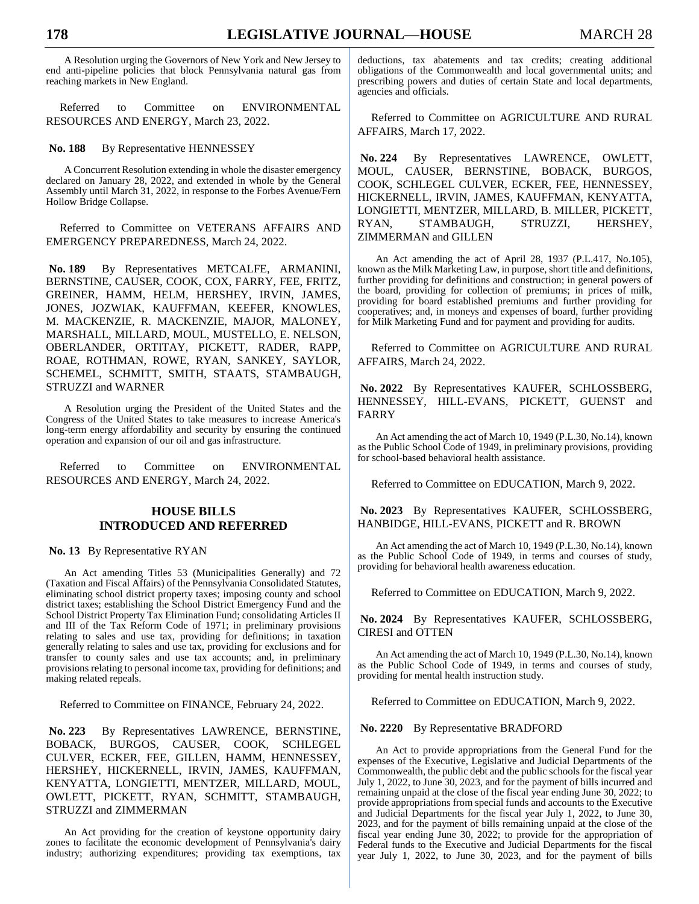A Resolution urging the Governors of New York and New Jersey to end anti-pipeline policies that block Pennsylvania natural gas from reaching markets in New England.

Referred to Committee on ENVIRONMENTAL RESOURCES AND ENERGY, March 23, 2022.

**No. 188** By Representative HENNESSEY

A Concurrent Resolution extending in whole the disaster emergency declared on January 28, 2022, and extended in whole by the General Assembly until March 31, 2022, in response to the Forbes Avenue/Fern Hollow Bridge Collapse.

Referred to Committee on VETERANS AFFAIRS AND EMERGENCY PREPAREDNESS, March 24, 2022.

**No. 189** By Representatives METCALFE, ARMANINI, BERNSTINE, CAUSER, COOK, COX, FARRY, FEE, FRITZ, GREINER, HAMM, HELM, HERSHEY, IRVIN, JAMES, JONES, JOZWIAK, KAUFFMAN, KEEFER, KNOWLES, M. MACKENZIE, R. MACKENZIE, MAJOR, MALONEY, MARSHALL, MILLARD, MOUL, MUSTELLO, E. NELSON, OBERLANDER, ORTITAY, PICKETT, RADER, RAPP, ROAE, ROTHMAN, ROWE, RYAN, SANKEY, SAYLOR, SCHEMEL, SCHMITT, SMITH, STAATS, STAMBAUGH, STRUZZI and WARNER

A Resolution urging the President of the United States and the Congress of the United States to take measures to increase America's long-term energy affordability and security by ensuring the continued operation and expansion of our oil and gas infrastructure.

Referred to Committee on ENVIRONMENTAL RESOURCES AND ENERGY, March 24, 2022.

## HOUSE BILLS INTRODUCED AND REFERRED

**No. 13** By Representative RYAN

An Act amending Titles 53 (Municipalities Generally) and 72 (Taxation and Fiscal Affairs) of the Pennsylvania Consolidated Statutes, eliminating school district property taxes; imposing county and school district taxes; establishing the School District Emergency Fund and the School District Property Tax Elimination Fund; consolidating Articles II and III of the Tax Reform Code of 1971; in preliminary provisions relating to sales and use tax, providing for definitions; in taxation generally relating to sales and use tax, providing for exclusions and for transfer to county sales and use tax accounts; and, in preliminary provisions relating to personal income tax, providing for definitions; and making related repeals.

Referred to Committee on FINANCE, February 24, 2022.

**No. 223** By Representatives LAWRENCE, BERNSTINE, BOBACK, BURGOS, CAUSER, COOK, SCHLEGEL CULVER, ECKER, FEE, GILLEN, HAMM, HENNESSEY, HERSHEY, HICKERNELL, IRVIN, JAMES, KAUFFMAN, KENYATTA, LONGIETTI, MENTZER, MILLARD, MOUL, OWLETT, PICKETT, RYAN, SCHMITT, STAMBAUGH, STRUZZI and ZIMMERMAN

An Act providing for the creation of keystone opportunity dairy zones to facilitate the economic development of Pennsylvania's dairy industry; authorizing expenditures; providing tax exemptions, tax deductions, tax abatements and tax credits; creating additional obligations of the Commonwealth and local governmental units; and prescribing powers and duties of certain State and local departments, agencies and officials.

Referred to Committee on AGRICULTURE AND RURAL AFFAIRS, March 17, 2022.

**No. 224** By Representatives LAWRENCE, OWLETT, MOUL, CAUSER, BERNSTINE, BOBACK, BURGOS, COOK, SCHLEGEL CULVER, ECKER, FEE, HENNESSEY, HICKERNELL, IRVIN, JAMES, KAUFFMAN, KENYATTA, LONGIETTI, MENTZER, MILLARD, B. MILLER, PICKETT, RYAN, STAMBAUGH, STRUZZI, HERSHEY, ZIMMERMAN and GILLEN

An Act amending the act of April 28, 1937 (P.L.417, No.105), known as the Milk Marketing Law, in purpose, short title and definitions, further providing for definitions and construction; in general powers of the board, providing for collection of premiums; in prices of milk, providing for board established premiums and further providing for cooperatives; and, in moneys and expenses of board, further providing for Milk Marketing Fund and for payment and providing for audits.

Referred to Committee on AGRICULTURE AND RURAL AFFAIRS, March 24, 2022.

**No. 2022** By Representatives KAUFER, SCHLOSSBERG, HENNESSEY, HILL-EVANS, PICKETT, GUENST and FARRY

An Act amending the act of March 10, 1949 (P.L.30, No.14), known as the Public School Code of 1949, in preliminary provisions, providing for school-based behavioral health assistance.

Referred to Committee on EDUCATION, March 9, 2022.

**No. 2023** By Representatives KAUFER, SCHLOSSBERG, HANBIDGE, HILL-EVANS, PICKETT and R. BROWN

An Act amending the act of March 10, 1949 (P.L.30, No.14), known as the Public School Code of 1949, in terms and courses of study, providing for behavioral health awareness education.

Referred to Committee on EDUCATION, March 9, 2022.

**No. 2024** By Representatives KAUFER, SCHLOSSBERG, CIRESI and OTTEN

An Act amending the act of March 10, 1949 (P.L.30, No.14), known as the Public School Code of 1949, in terms and courses of study, providing for mental health instruction study.

Referred to Committee on EDUCATION, March 9, 2022.

**No. 2220** By Representative BRADFORD

An Act to provide appropriations from the General Fund for the expenses of the Executive, Legislative and Judicial Departments of the Commonwealth, the public debt and the public schools for the fiscal year July 1, 2022, to June 30, 2023, and for the payment of bills incurred and remaining unpaid at the close of the fiscal year ending June 30, 2022; to provide appropriations from special funds and accounts to the Executive and Judicial Departments for the fiscal year July 1, 2022, to June 30, 2023, and for the payment of bills remaining unpaid at the close of the fiscal year ending June 30, 2022; to provide for the appropriation of Federal funds to the Executive and Judicial Departments for the fiscal year July 1, 2022, to June 30, 2023, and for the payment of bills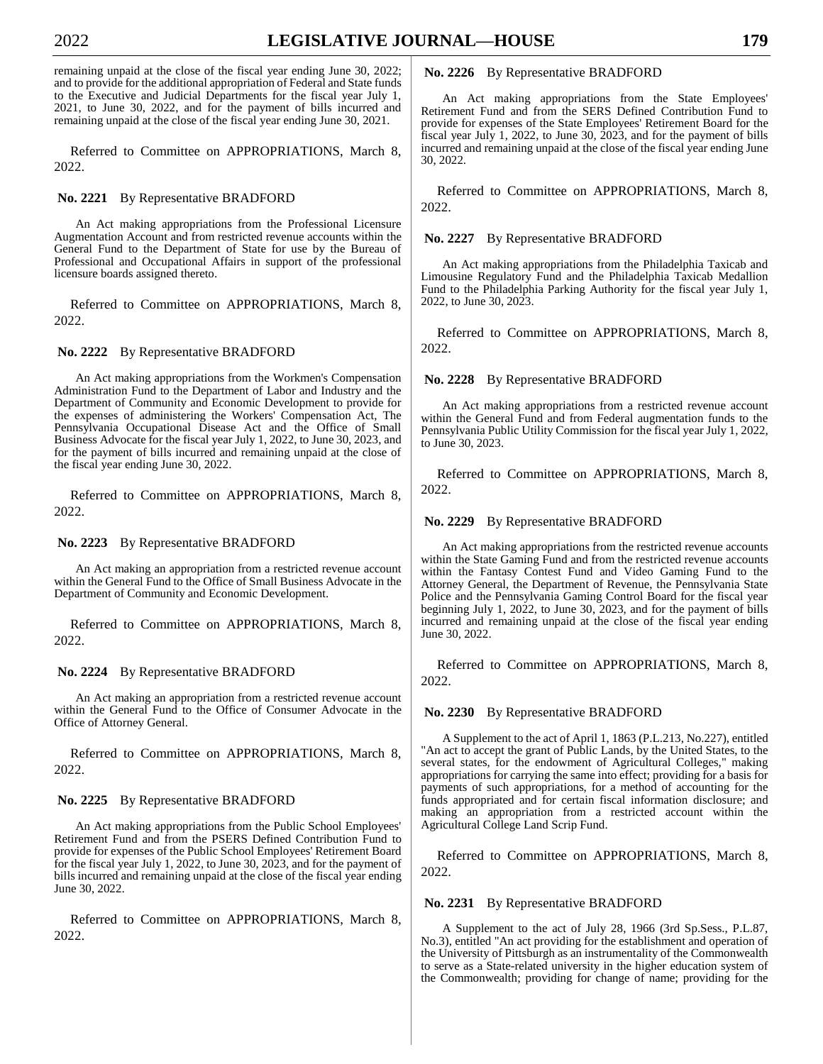remaining unpaid at the close of the fiscal year ending June 30, 2022; and to provide for the additional appropriation of Federal and State funds to the Executive and Judicial Departments for the fiscal year July 1, 2021, to June 30, 2022, and for the payment of bills incurred and remaining unpaid at the close of the fiscal year ending June 30, 2021.

Referred to Committee on APPROPRIATIONS, March 8, 2022.

**No. 2221** By Representative BRADFORD

An Act making appropriations from the Professional Licensure Augmentation Account and from restricted revenue accounts within the General Fund to the Department of State for use by the Bureau of Professional and Occupational Affairs in support of the professional licensure boards assigned thereto.

Referred to Committee on APPROPRIATIONS, March 8, 2022.

**No. 2222** By Representative BRADFORD

An Act making appropriations from the Workmen's Compensation Administration Fund to the Department of Labor and Industry and the Department of Community and Economic Development to provide for the expenses of administering the Workers' Compensation Act, The Pennsylvania Occupational Disease Act and the Office of Small Business Advocate for the fiscal year July 1, 2022, to June 30, 2023, and for the payment of bills incurred and remaining unpaid at the close of the fiscal year ending June 30, 2022.

Referred to Committee on APPROPRIATIONS, March 8, 2022.

**No. 2223** By Representative BRADFORD

An Act making an appropriation from a restricted revenue account within the General Fund to the Office of Small Business Advocate in the Department of Community and Economic Development.

Referred to Committee on APPROPRIATIONS, March 8, 2022.

**No. 2224** By Representative BRADFORD

An Act making an appropriation from a restricted revenue account within the General Fund to the Office of Consumer Advocate in the Office of Attorney General.

Referred to Committee on APPROPRIATIONS, March 8, 2022.

**No. 2225** By Representative BRADFORD

An Act making appropriations from the Public School Employees' Retirement Fund and from the PSERS Defined Contribution Fund to provide for expenses of the Public School Employees' Retirement Board for the fiscal year July 1, 2022, to June 30, 2023, and for the payment of bills incurred and remaining unpaid at the close of the fiscal year ending June 30, 2022.

Referred to Committee on APPROPRIATIONS, March 8, 2022.

**No. 2226** By Representative BRADFORD

An Act making appropriations from the State Employees' Retirement Fund and from the SERS Defined Contribution Fund to provide for expenses of the State Employees' Retirement Board for the fiscal year July 1, 2022, to June 30, 2023, and for the payment of bills incurred and remaining unpaid at the close of the fiscal year ending June 30, 2022.

Referred to Committee on APPROPRIATIONS, March 8, 2022.

**No. 2227** By Representative BRADFORD

An Act making appropriations from the Philadelphia Taxicab and Limousine Regulatory Fund and the Philadelphia Taxicab Medallion Fund to the Philadelphia Parking Authority for the fiscal year July 1, 2022, to June 30, 2023.

Referred to Committee on APPROPRIATIONS, March 8, 2022.

**No. 2228** By Representative BRADFORD

An Act making appropriations from a restricted revenue account within the General Fund and from Federal augmentation funds to the Pennsylvania Public Utility Commission for the fiscal year July 1, 2022, to June 30, 2023.

Referred to Committee on APPROPRIATIONS, March 8, 2022.

**No. 2229** By Representative BRADFORD

An Act making appropriations from the restricted revenue accounts within the State Gaming Fund and from the restricted revenue accounts within the Fantasy Contest Fund and Video Gaming Fund to the Attorney General, the Department of Revenue, the Pennsylvania State Police and the Pennsylvania Gaming Control Board for the fiscal year beginning July 1, 2022, to June 30, 2023, and for the payment of bills incurred and remaining unpaid at the close of the fiscal year ending June 30, 2022.

Referred to Committee on APPROPRIATIONS, March 8, 2022.

**No. 2230** By Representative BRADFORD

A Supplement to the act of April 1, 1863 (P.L.213, No.227), entitled "An act to accept the grant of Public Lands, by the United States, to the several states, for the endowment of Agricultural Colleges," making appropriations for carrying the same into effect; providing for a basis for payments of such appropriations, for a method of accounting for the funds appropriated and for certain fiscal information disclosure; and making an appropriation from a restricted account within the Agricultural College Land Scrip Fund.

Referred to Committee on APPROPRIATIONS, March 8, 2022.

**No. 2231** By Representative BRADFORD

A Supplement to the act of July 28, 1966 (3rd Sp.Sess., P.L.87, No.3), entitled "An act providing for the establishment and operation of the University of Pittsburgh as an instrumentality of the Commonwealth to serve as a State-related university in the higher education system of the Commonwealth; providing for change of name; providing for the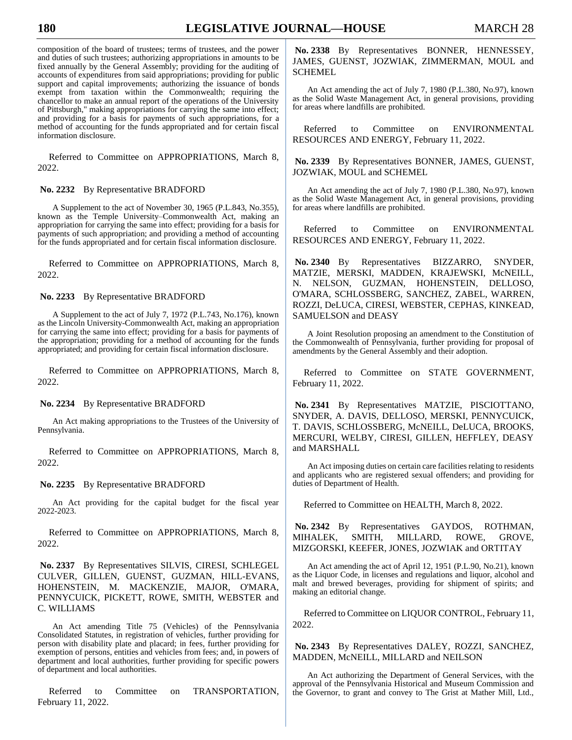composition of the board of trustees; terms of trustees, and the power and duties of such trustees; authorizing appropriations in amounts to be fixed annually by the General Assembly; providing for the auditing of accounts of expenditures from said appropriations; providing for public support and capital improvements; authorizing the issuance of bonds exempt from taxation within the Commonwealth; requiring the chancellor to make an annual report of the operations of the University of Pittsburgh," making appropriations for carrying the same into effect; and providing for a basis for payments of such appropriations, for a method of accounting for the funds appropriated and for certain fiscal information disclosure.

Referred to Committee on APPROPRIATIONS, March 8, 2022.

**No. 2232** By Representative BRADFORD

A Supplement to the act of November 30, 1965 (P.L.843, No.355), known as the Temple University–Commonwealth Act, making an appropriation for carrying the same into effect; providing for a basis for payments of such appropriation; and providing a method of accounting for the funds appropriated and for certain fiscal information disclosure.

Referred to Committee on APPROPRIATIONS, March 8, 2022.

**No. 2233** By Representative BRADFORD

A Supplement to the act of July 7, 1972 (P.L.743, No.176), known as the Lincoln University-Commonwealth Act, making an appropriation for carrying the same into effect; providing for a basis for payments of the appropriation; providing for a method of accounting for the funds appropriated; and providing for certain fiscal information disclosure.

Referred to Committee on APPROPRIATIONS, March 8, 2022.

**No. 2234** By Representative BRADFORD

An Act making appropriations to the Trustees of the University of Pennsylvania.

Referred to Committee on APPROPRIATIONS, March 8, 2022.

**No. 2235** By Representative BRADFORD

An Act providing for the capital budget for the fiscal year 2022-2023.

Referred to Committee on APPROPRIATIONS, March 8, 2022.

**No. 2337** By Representatives SILVIS, CIRESI, SCHLEGEL CULVER, GILLEN, GUENST, GUZMAN, HILL-EVANS, HOHENSTEIN, M. MACKENZIE, MAJOR, O'MARA, PENNYCUICK, PICKETT, ROWE, SMITH, WEBSTER and C. WILLIAMS

An Act amending Title 75 (Vehicles) of the Pennsylvania Consolidated Statutes, in registration of vehicles, further providing for person with disability plate and placard; in fees, further providing for exemption of persons, entities and vehicles from fees; and, in powers of department and local authorities, further providing for specific powers of department and local authorities.

Referred to Committee on TRANSPORTATION, February 11, 2022.

**No. 2338** By Representatives BONNER, HENNESSEY, JAMES, GUENST, JOZWIAK, ZIMMERMAN, MOUL and SCHEMEL

An Act amending the act of July 7, 1980 (P.L.380, No.97), known as the Solid Waste Management Act, in general provisions, providing for areas where landfills are prohibited.

Referred to Committee on ENVIRONMENTAL RESOURCES AND ENERGY, February 11, 2022.

**No. 2339** By Representatives BONNER, JAMES, GUENST, JOZWIAK, MOUL and SCHEMEL

An Act amending the act of July 7, 1980 (P.L.380, No.97), known as the Solid Waste Management Act, in general provisions, providing for areas where landfills are prohibited.

Referred to Committee on ENVIRONMENTAL RESOURCES AND ENERGY, February 11, 2022.

**No. 2340** By Representatives BIZZARRO, SNYDER, MATZIE, MERSKI, MADDEN, KRAJEWSKI, McNEILL, N. NELSON, GUZMAN, HOHENSTEIN, DELLOSO, O'MARA, SCHLOSSBERG, SANCHEZ, ZABEL, WARREN, ROZZI, DeLUCA, CIRESI, WEBSTER, CEPHAS, KINKEAD, SAMUELSON and DEASY

A Joint Resolution proposing an amendment to the Constitution of the Commonwealth of Pennsylvania, further providing for proposal of amendments by the General Assembly and their adoption.

Referred to Committee on STATE GOVERNMENT, February 11, 2022.

**No. 2341** By Representatives MATZIE, PISCIOTTANO, SNYDER, A. DAVIS, DELLOSO, MERSKI, PENNYCUICK, T. DAVIS, SCHLOSSBERG, McNEILL, DeLUCA, BROOKS, MERCURI, WELBY, CIRESI, GILLEN, HEFFLEY, DEASY and MARSHALL

An Act imposing duties on certain care facilities relating to residents and applicants who are registered sexual offenders; and providing for duties of Department of Health.

Referred to Committee on HEALTH, March 8, 2022.

**No. 2342** By Representatives GAYDOS, ROTHMAN, MIHALEK, SMITH, MILLARD, ROWE, GROVE, MIZGORSKI, KEEFER, JONES, JOZWIAK and ORTITAY

An Act amending the act of April 12, 1951 (P.L.90, No.21), known as the Liquor Code, in licenses and regulations and liquor, alcohol and malt and brewed beverages, providing for shipment of spirits; and making an editorial change.

Referred to Committee on LIQUOR CONTROL, February 11, 2022.

**No. 2343** By Representatives DALEY, ROZZI, SANCHEZ, MADDEN, McNEILL, MILLARD and NEILSON

An Act authorizing the Department of General Services, with the approval of the Pennsylvania Historical and Museum Commission and the Governor, to grant and convey to The Grist at Mather Mill, Ltd.,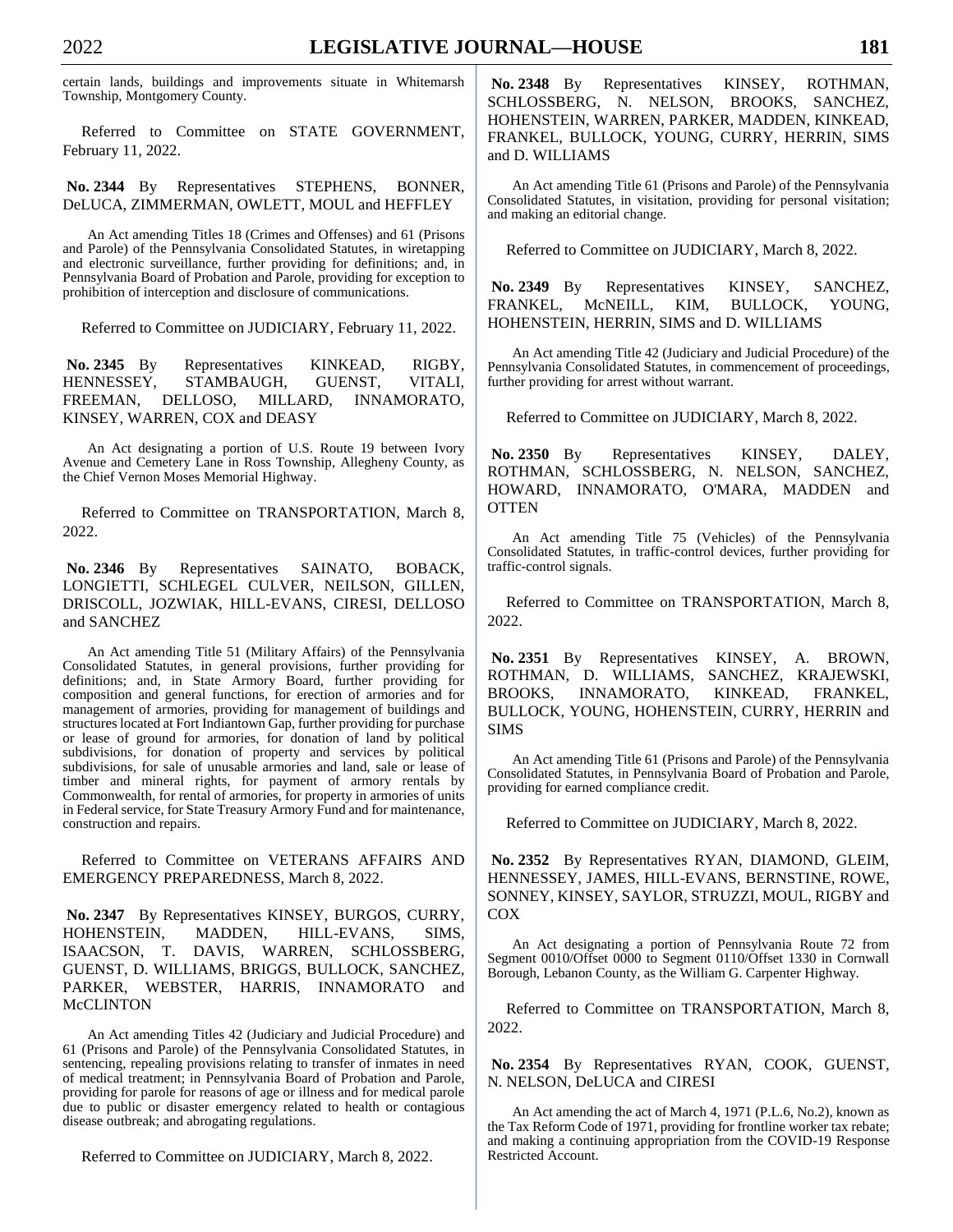certain lands, buildings and improvements situate in Whitemarsh Township, Montgomery County.

Referred to Committee on STATE GOVERNMENT, February 11, 2022.

**No. 2344** By Representatives STEPHENS, BONNER, DeLUCA, ZIMMERMAN, OWLETT, MOUL and HEFFLEY

An Act amending Titles 18 (Crimes and Offenses) and 61 (Prisons and Parole) of the Pennsylvania Consolidated Statutes, in wiretapping and electronic surveillance, further providing for definitions; and, in Pennsylvania Board of Probation and Parole, providing for exception to prohibition of interception and disclosure of communications.

Referred to Committee on JUDICIARY, February 11, 2022.

**No. 2345** By Representatives KINKEAD, RIGBY, HENNESSEY, STAMBAUGH, GUENST, VITALI, FREEMAN, DELLOSO, MILLARD, INNAMORATO, KINSEY, WARREN, COX and DEASY

An Act designating a portion of U.S. Route 19 between Ivory Avenue and Cemetery Lane in Ross Township, Allegheny County, as the Chief Vernon Moses Memorial Highway.

Referred to Committee on TRANSPORTATION, March 8, 2022.

**No. 2346** By Representatives SAINATO, BOBACK, LONGIETTI, SCHLEGEL CULVER, NEILSON, GILLEN, DRISCOLL, JOZWIAK, HILL-EVANS, CIRESI, DELLOSO and SANCHEZ

An Act amending Title 51 (Military Affairs) of the Pennsylvania Consolidated Statutes, in general provisions, further providing for definitions; and, in State Armory Board, further providing for composition and general functions, for erection of armories and for management of armories, providing for management of buildings and structures located at Fort Indiantown Gap, further providing for purchase or lease of ground for armories, for donation of land by political subdivisions, for donation of property and services by political subdivisions, for sale of unusable armories and land, sale or lease of timber and mineral rights, for payment of armory rentals by Commonwealth, for rental of armories, for property in armories of units in Federal service, for State Treasury Armory Fund and for maintenance, construction and repairs.

Referred to Committee on VETERANS AFFAIRS AND EMERGENCY PREPAREDNESS, March 8, 2022.

**No. 2347** By Representatives KINSEY, BURGOS, CURRY, HOHENSTEIN, MADDEN, HILL-EVANS, SIMS, ISAACSON, T. DAVIS, WARREN, SCHLOSSBERG, GUENST, D. WILLIAMS, BRIGGS, BULLOCK, SANCHEZ, PARKER, WEBSTER, HARRIS, INNAMORATO and McCLINTON

An Act amending Titles 42 (Judiciary and Judicial Procedure) and 61 (Prisons and Parole) of the Pennsylvania Consolidated Statutes, in sentencing, repealing provisions relating to transfer of inmates in need of medical treatment; in Pennsylvania Board of Probation and Parole, providing for parole for reasons of age or illness and for medical parole due to public or disaster emergency related to health or contagious disease outbreak; and abrogating regulations.

Referred to Committee on JUDICIARY, March 8, 2022.

**No. 2348** By Representatives KINSEY, ROTHMAN, SCHLOSSBERG, N. NELSON, BROOKS, SANCHEZ, HOHENSTEIN, WARREN, PARKER, MADDEN, KINKEAD, FRANKEL, BULLOCK, YOUNG, CURRY, HERRIN, SIMS and D. WILLIAMS

An Act amending Title 61 (Prisons and Parole) of the Pennsylvania Consolidated Statutes, in visitation, providing for personal visitation; and making an editorial change.

Referred to Committee on JUDICIARY, March 8, 2022.

**No. 2349** By Representatives KINSEY, SANCHEZ, FRANKEL, McNEILL, KIM, BULLOCK, YOUNG, HOHENSTEIN, HERRIN, SIMS and D. WILLIAMS

An Act amending Title 42 (Judiciary and Judicial Procedure) of the Pennsylvania Consolidated Statutes, in commencement of proceedings, further providing for arrest without warrant.

Referred to Committee on JUDICIARY, March 8, 2022.

**No. 2350** By Representatives KINSEY, DALEY, ROTHMAN, SCHLOSSBERG, N. NELSON, SANCHEZ, HOWARD, INNAMORATO, O'MARA, MADDEN and OTTEN

An Act amending Title 75 (Vehicles) of the Pennsylvania Consolidated Statutes, in traffic-control devices, further providing for traffic-control signals.

Referred to Committee on TRANSPORTATION, March 8, 2022.

**No. 2351** By Representatives KINSEY, A. BROWN, ROTHMAN, D. WILLIAMS, SANCHEZ, KRAJEWSKI, BROOKS, INNAMORATO, KINKEAD, FRANKEL, BULLOCK, YOUNG, HOHENSTEIN, CURRY, HERRIN and SIMS

An Act amending Title 61 (Prisons and Parole) of the Pennsylvania Consolidated Statutes, in Pennsylvania Board of Probation and Parole, providing for earned compliance credit.

Referred to Committee on JUDICIARY, March 8, 2022.

**No. 2352** By Representatives RYAN, DIAMOND, GLEIM, HENNESSEY, JAMES, HILL-EVANS, BERNSTINE, ROWE, SONNEY, KINSEY, SAYLOR, STRUZZI, MOUL, RIGBY and COX

An Act designating a portion of Pennsylvania Route 72 from Segment 0010/Offset 0000 to Segment 0110/Offset 1330 in Cornwall Borough, Lebanon County, as the William G. Carpenter Highway.

Referred to Committee on TRANSPORTATION, March 8, 2022.

**No. 2354** By Representatives RYAN, COOK, GUENST, N. NELSON, DeLUCA and CIRESI

An Act amending the act of March 4, 1971 (P.L.6, No.2), known as the Tax Reform Code of 1971, providing for frontline worker tax rebate; and making a continuing appropriation from the COVID-19 Response Restricted Account.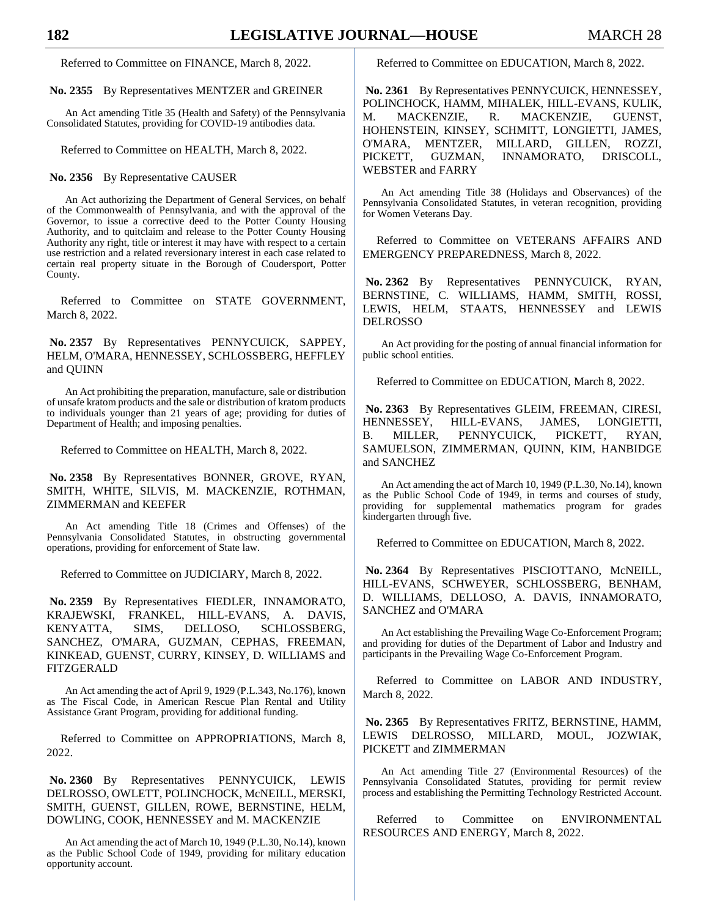Referred to Committee on FINANCE, March 8, 2022.

**No. 2355** By Representatives MENTZER and GREINER

An Act amending Title 35 (Health and Safety) of the Pennsylvania Consolidated Statutes, providing for COVID-19 antibodies data.

Referred to Committee on HEALTH, March 8, 2022.

**No. 2356** By Representative CAUSER

An Act authorizing the Department of General Services, on behalf of the Commonwealth of Pennsylvania, and with the approval of the Governor, to issue a corrective deed to the Potter County Housing Authority, and to quitclaim and release to the Potter County Housing Authority any right, title or interest it may have with respect to a certain use restriction and a related reversionary interest in each case related to certain real property situate in the Borough of Coudersport, Potter County.

Referred to Committee on STATE GOVERNMENT, March 8, 2022.

**No. 2357** By Representatives PENNYCUICK, SAPPEY, HELM, O'MARA, HENNESSEY, SCHLOSSBERG, HEFFLEY and QUINN

An Act prohibiting the preparation, manufacture, sale or distribution of unsafe kratom products and the sale or distribution of kratom products to individuals younger than 21 years of age; providing for duties of Department of Health; and imposing penalties.

Referred to Committee on HEALTH, March 8, 2022.

**No. 2358** By Representatives BONNER, GROVE, RYAN, SMITH, WHITE, SILVIS, M. MACKENZIE, ROTHMAN, ZIMMERMAN and KEEFER

An Act amending Title 18 (Crimes and Offenses) of the Pennsylvania Consolidated Statutes, in obstructing governmental operations, providing for enforcement of State law.

Referred to Committee on JUDICIARY, March 8, 2022.

**No. 2359** By Representatives FIEDLER, INNAMORATO, KRAJEWSKI, FRANKEL, HILL-EVANS, A. DAVIS, KENYATTA, SIMS, DELLOSO, SCHLOSSBERG, SANCHEZ, O'MARA, GUZMAN, CEPHAS, FREEMAN, KINKEAD, GUENST, CURRY, KINSEY, D. WILLIAMS and FITZGERALD

An Act amending the act of April 9, 1929 (P.L.343, No.176), known as The Fiscal Code, in American Rescue Plan Rental and Utility Assistance Grant Program, providing for additional funding.

Referred to Committee on APPROPRIATIONS, March 8, 2022.

**No. 2360** By Representatives PENNYCUICK, LEWIS DELROSSO, OWLETT, POLINCHOCK, McNEILL, MERSKI, SMITH, GUENST, GILLEN, ROWE, BERNSTINE, HELM, DOWLING, COOK, HENNESSEY and M. MACKENZIE

An Act amending the act of March 10, 1949 (P.L.30, No.14), known as the Public School Code of 1949, providing for military education opportunity account.

Referred to Committee on EDUCATION, March 8, 2022.

**No. 2361** By Representatives PENNYCUICK, HENNESSEY, POLINCHOCK, HAMM, MIHALEK, HILL-EVANS, KULIK, M. MACKENZIE, R. MACKENZIE, GUENST, HOHENSTEIN, KINSEY, SCHMITT, LONGIETTI, JAMES, O'MARA, MENTZER, MILLARD, GILLEN, ROZZI, PICKETT, GUZMAN, INNAMORATO, DRISCOLL, WEBSTER and FARRY

An Act amending Title 38 (Holidays and Observances) of the Pennsylvania Consolidated Statutes, in veteran recognition, providing for Women Veterans Day.

Referred to Committee on VETERANS AFFAIRS AND EMERGENCY PREPAREDNESS, March 8, 2022.

**No. 2362** By Representatives PENNYCUICK, RYAN, BERNSTINE, C. WILLIAMS, HAMM, SMITH, ROSSI, LEWIS, HELM, STAATS, HENNESSEY and LEWIS DELROSSO

An Act providing for the posting of annual financial information for public school entities.

Referred to Committee on EDUCATION, March 8, 2022.

**No. 2363** By Representatives GLEIM, FREEMAN, CIRESI, HENNESSEY, HILL-EVANS, JAMES, LONGIETTI, B. MILLER, PENNYCUICK, PICKETT, RYAN, SAMUELSON, ZIMMERMAN, QUINN, KIM, HANBIDGE and SANCHEZ

An Act amending the act of March 10, 1949 (P.L.30, No.14), known as the Public School Code of 1949, in terms and courses of study, providing for supplemental mathematics program for grades kindergarten through five.

Referred to Committee on EDUCATION, March 8, 2022.

**No. 2364** By Representatives PISCIOTTANO, McNEILL, HILL-EVANS, SCHWEYER, SCHLOSSBERG, BENHAM, D. WILLIAMS, DELLOSO, A. DAVIS, INNAMORATO, SANCHEZ and O'MARA

An Act establishing the Prevailing Wage Co-Enforcement Program; and providing for duties of the Department of Labor and Industry and participants in the Prevailing Wage Co-Enforcement Program.

Referred to Committee on LABOR AND INDUSTRY, March 8, 2022.

**No. 2365** By Representatives FRITZ, BERNSTINE, HAMM, LEWIS DELROSSO, MILLARD, MOUL, JOZWIAK, PICKETT and ZIMMERMAN

An Act amending Title 27 (Environmental Resources) of the Pennsylvania Consolidated Statutes, providing for permit review process and establishing the Permitting Technology Restricted Account.

Referred to Committee on ENVIRONMENTAL RESOURCES AND ENERGY, March 8, 2022.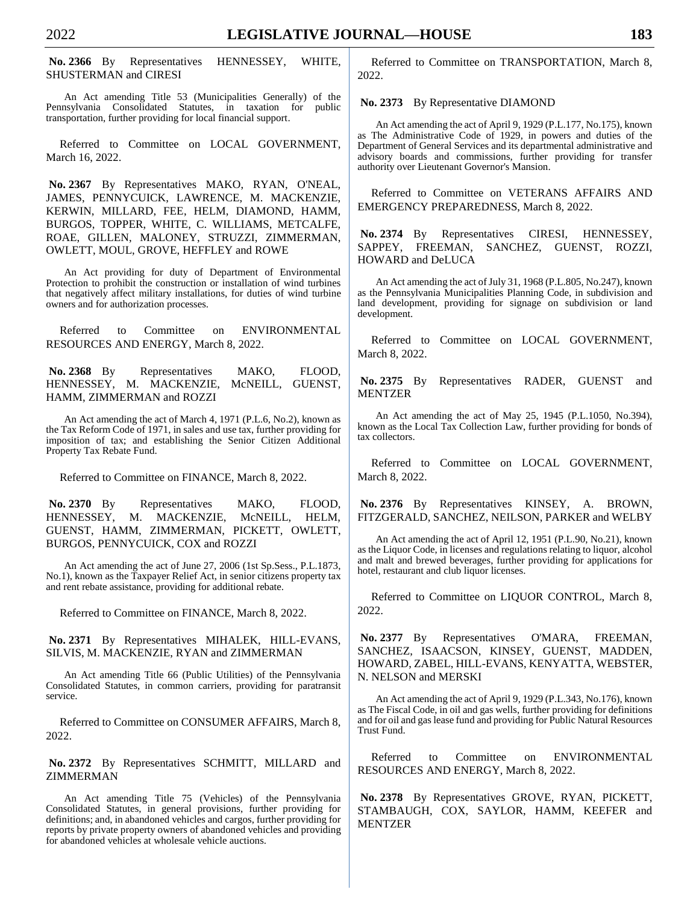**No. 2366** By Representatives HENNESSEY, WHITE, SHUSTERMAN and CIRESI

An Act amending Title 53 (Municipalities Generally) of the Pennsylvania Consolidated Statutes, in taxation for public transportation, further providing for local financial support.

Referred to Committee on LOCAL GOVERNMENT, March 16, 2022.

**No. 2367** By Representatives MAKO, RYAN, O'NEAL, JAMES, PENNYCUICK, LAWRENCE, M. MACKENZIE, KERWIN, MILLARD, FEE, HELM, DIAMOND, HAMM, BURGOS, TOPPER, WHITE, C. WILLIAMS, METCALFE, ROAE, GILLEN, MALONEY, STRUZZI, ZIMMERMAN, OWLETT, MOUL, GROVE, HEFFLEY and ROWE

An Act providing for duty of Department of Environmental Protection to prohibit the construction or installation of wind turbines that negatively affect military installations, for duties of wind turbine owners and for authorization processes.

Referred to Committee on ENVIRONMENTAL RESOURCES AND ENERGY, March 8, 2022.

**No. 2368** By Representatives MAKO, FLOOD, HENNESSEY, M. MACKENZIE, McNEILL, GUENST, HAMM, ZIMMERMAN and ROZZI

An Act amending the act of March 4, 1971 (P.L.6, No.2), known as the Tax Reform Code of 1971, in sales and use tax, further providing for imposition of tax; and establishing the Senior Citizen Additional Property Tax Rebate Fund.

Referred to Committee on FINANCE, March 8, 2022.

**No. 2370** By Representatives MAKO, FLOOD, HENNESSEY, M. MACKENZIE, McNEILL, HELM, GUENST, HAMM, ZIMMERMAN, PICKETT, OWLETT, BURGOS, PENNYCUICK, COX and ROZZI

An Act amending the act of June 27, 2006 (1st Sp.Sess., P.L.1873, No.1), known as the Taxpayer Relief Act, in senior citizens property tax and rent rebate assistance, providing for additional rebate.

Referred to Committee on FINANCE, March 8, 2022.

**No. 2371** By Representatives MIHALEK, HILL-EVANS, SILVIS, M. MACKENZIE, RYAN and ZIMMERMAN

An Act amending Title 66 (Public Utilities) of the Pennsylvania Consolidated Statutes, in common carriers, providing for paratransit service.

Referred to Committee on CONSUMER AFFAIRS, March 8, 2022.

**No. 2372** By Representatives SCHMITT, MILLARD and ZIMMERMAN

An Act amending Title 75 (Vehicles) of the Pennsylvania Consolidated Statutes, in general provisions, further providing for definitions; and, in abandoned vehicles and cargos, further providing for reports by private property owners of abandoned vehicles and providing for abandoned vehicles at wholesale vehicle auctions.

Referred to Committee on TRANSPORTATION, March 8, 2022.

**No. 2373** By Representative DIAMOND

An Act amending the act of April 9, 1929 (P.L.177, No.175), known as The Administrative Code of 1929, in powers and duties of the Department of General Services and its departmental administrative and advisory boards and commissions, further providing for transfer authority over Lieutenant Governor's Mansion.

Referred to Committee on VETERANS AFFAIRS AND EMERGENCY PREPAREDNESS, March 8, 2022.

**No. 2374** By Representatives CIRESI, HENNESSEY, SAPPEY, FREEMAN, SANCHEZ, GUENST, ROZZI, HOWARD and DeLUCA

An Act amending the act of July 31, 1968 (P.L.805, No.247), known as the Pennsylvania Municipalities Planning Code, in subdivision and land development, providing for signage on subdivision or land development.

Referred to Committee on LOCAL GOVERNMENT, March 8, 2022.

**No. 2375** By Representatives RADER, GUENST and MENTZER

An Act amending the act of May 25, 1945 (P.L.1050, No.394), known as the Local Tax Collection Law, further providing for bonds of tax collectors.

Referred to Committee on LOCAL GOVERNMENT, March 8, 2022.

**No. 2376** By Representatives KINSEY, A. BROWN, FITZGERALD, SANCHEZ, NEILSON, PARKER and WELBY

An Act amending the act of April 12, 1951 (P.L.90, No.21), known as the Liquor Code, in licenses and regulations relating to liquor, alcohol and malt and brewed beverages, further providing for applications for hotel, restaurant and club liquor licenses.

Referred to Committee on LIQUOR CONTROL, March 8, 2022.

**No. 2377** By Representatives O'MARA, FREEMAN, SANCHEZ, ISAACSON, KINSEY, GUENST, MADDEN, HOWARD, ZABEL, HILL-EVANS, KENYATTA, WEBSTER, N. NELSON and MERSKI

An Act amending the act of April 9, 1929 (P.L.343, No.176), known as The Fiscal Code, in oil and gas wells, further providing for definitions and for oil and gas lease fund and providing for Public Natural Resources Trust Fund.

Referred to Committee on ENVIRONMENTAL RESOURCES AND ENERGY, March 8, 2022.

**No. 2378** By Representatives GROVE, RYAN, PICKETT, STAMBAUGH, COX, SAYLOR, HAMM, KEEFER and MENTZER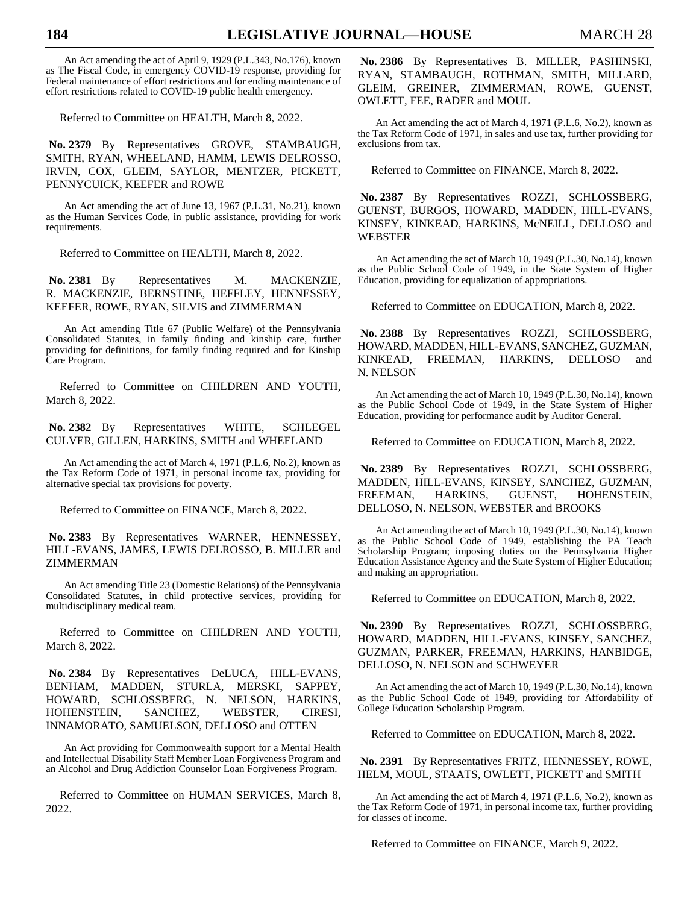An Act amending the act of April 9, 1929 (P.L.343, No.176), known as The Fiscal Code, in emergency COVID-19 response, providing for Federal maintenance of effort restrictions and for ending maintenance of effort restrictions related to COVID-19 public health emergency.

Referred to Committee on HEALTH, March 8, 2022.

**No. 2379** By Representatives GROVE, STAMBAUGH, SMITH, RYAN, WHEELAND, HAMM, LEWIS DELROSSO, IRVIN, COX, GLEIM, SAYLOR, MENTZER, PICKETT, PENNYCUICK, KEEFER and ROWE

An Act amending the act of June 13, 1967 (P.L.31, No.21), known as the Human Services Code, in public assistance, providing for work requirements.

Referred to Committee on HEALTH, March 8, 2022.

**No. 2381** By Representatives M. MACKENZIE, R. MACKENZIE, BERNSTINE, HEFFLEY, HENNESSEY, KEEFER, ROWE, RYAN, SILVIS and ZIMMERMAN

An Act amending Title 67 (Public Welfare) of the Pennsylvania Consolidated Statutes, in family finding and kinship care, further providing for definitions, for family finding required and for Kinship Care Program.

Referred to Committee on CHILDREN AND YOUTH, March 8, 2022.

**No. 2382** By Representatives WHITE, SCHLEGEL CULVER, GILLEN, HARKINS, SMITH and WHEELAND

An Act amending the act of March 4, 1971 (P.L.6, No.2), known as the Tax Reform Code of 1971, in personal income tax, providing for alternative special tax provisions for poverty.

Referred to Committee on FINANCE, March 8, 2022.

**No. 2383** By Representatives WARNER, HENNESSEY, HILL-EVANS, JAMES, LEWIS DELROSSO, B. MILLER and ZIMMERMAN

An Act amending Title 23 (Domestic Relations) of the Pennsylvania Consolidated Statutes, in child protective services, providing for multidisciplinary medical team.

Referred to Committee on CHILDREN AND YOUTH, March 8, 2022.

**No. 2384** By Representatives DeLUCA, HILL-EVANS, BENHAM, MADDEN, STURLA, MERSKI, SAPPEY, HOWARD, SCHLOSSBERG, N. NELSON, HARKINS, HOHENSTEIN, SANCHEZ, WEBSTER, CIRESI, INNAMORATO, SAMUELSON, DELLOSO and OTTEN

An Act providing for Commonwealth support for a Mental Health and Intellectual Disability Staff Member Loan Forgiveness Program and an Alcohol and Drug Addiction Counselor Loan Forgiveness Program.

Referred to Committee on HUMAN SERVICES, March 8, 2022.

**No. 2386** By Representatives B. MILLER, PASHINSKI, RYAN, STAMBAUGH, ROTHMAN, SMITH, MILLARD, GLEIM, GREINER, ZIMMERMAN, ROWE, GUENST, OWLETT, FEE, RADER and MOUL

An Act amending the act of March 4, 1971 (P.L.6, No.2), known as the Tax Reform Code of 1971, in sales and use tax, further providing for exclusions from tax.

Referred to Committee on FINANCE, March 8, 2022.

**No. 2387** By Representatives ROZZI, SCHLOSSBERG, GUENST, BURGOS, HOWARD, MADDEN, HILL-EVANS, KINSEY, KINKEAD, HARKINS, McNEILL, DELLOSO and WEBSTER

An Act amending the act of March 10, 1949 (P.L.30, No.14), known as the Public School Code of 1949, in the State System of Higher Education, providing for equalization of appropriations.

Referred to Committee on EDUCATION, March 8, 2022.

**No. 2388** By Representatives ROZZI, SCHLOSSBERG, HOWARD, MADDEN, HILL-EVANS, SANCHEZ, GUZMAN, KINKEAD, FREEMAN, HARKINS, DELLOSO and N. NELSON

An Act amending the act of March 10, 1949 (P.L.30, No.14), known as the Public School Code of 1949, in the State System of Higher Education, providing for performance audit by Auditor General.

Referred to Committee on EDUCATION, March 8, 2022.

**No. 2389** By Representatives ROZZI, SCHLOSSBERG, MADDEN, HILL-EVANS, KINSEY, SANCHEZ, GUZMAN, FREEMAN, HARKINS, GUENST, HOHENSTEIN, DELLOSO, N. NELSON, WEBSTER and BROOKS

An Act amending the act of March 10, 1949 (P.L.30, No.14), known as the Public School Code of 1949, establishing the PA Teach Scholarship Program; imposing duties on the Pennsylvania Higher Education Assistance Agency and the State System of Higher Education; and making an appropriation.

Referred to Committee on EDUCATION, March 8, 2022.

**No. 2390** By Representatives ROZZI, SCHLOSSBERG, HOWARD, MADDEN, HILL-EVANS, KINSEY, SANCHEZ, GUZMAN, PARKER, FREEMAN, HARKINS, HANBIDGE, DELLOSO, N. NELSON and SCHWEYER

An Act amending the act of March 10, 1949 (P.L.30, No.14), known as the Public School Code of 1949, providing for Affordability of College Education Scholarship Program.

Referred to Committee on EDUCATION, March 8, 2022.

**No. 2391** By Representatives FRITZ, HENNESSEY, ROWE, HELM, MOUL, STAATS, OWLETT, PICKETT and SMITH

An Act amending the act of March 4, 1971 (P.L.6, No.2), known as the Tax Reform Code of 1971, in personal income tax, further providing for classes of income.

Referred to Committee on FINANCE, March 9, 2022.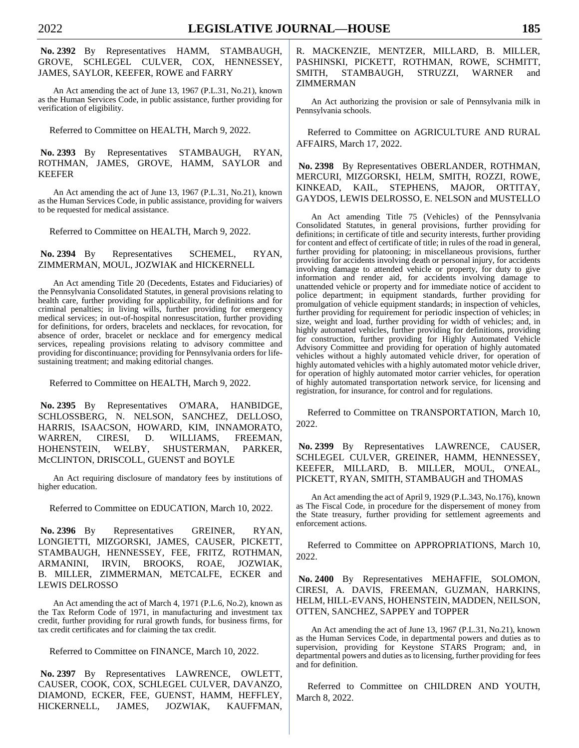**No. 2392** By Representatives HAMM, STAMBAUGH, GROVE, SCHLEGEL CULVER, COX, HENNESSEY, JAMES, SAYLOR, KEEFER, ROWE and FARRY

An Act amending the act of June 13, 1967 (P.L.31, No.21), known as the Human Services Code, in public assistance, further providing for verification of eligibility.

Referred to Committee on HEALTH, March 9, 2022.

**No. 2393** By Representatives STAMBAUGH, RYAN, ROTHMAN, JAMES, GROVE, HAMM, SAYLOR and KEEFER

An Act amending the act of June 13, 1967 (P.L.31, No.21), known as the Human Services Code, in public assistance, providing for waivers to be requested for medical assistance.

Referred to Committee on HEALTH, March 9, 2022.

**No. 2394** By Representatives SCHEMEL, RYAN, ZIMMERMAN, MOUL, JOZWIAK and HICKERNELL

An Act amending Title 20 (Decedents, Estates and Fiduciaries) of the Pennsylvania Consolidated Statutes, in general provisions relating to health care, further providing for applicability, for definitions and for criminal penalties; in living wills, further providing for emergency medical services; in out-of-hospital nonresuscitation, further providing for definitions, for orders, bracelets and necklaces, for revocation, for absence of order, bracelet or necklace and for emergency medical services, repealing provisions relating to advisory committee and providing for discontinuance; providing for Pennsylvania orders for life-sustaining treatment; and making editorial changes.

Referred to Committee on HEALTH, March 9, 2022.

**No. 2395** By Representatives O'MARA, HANBIDGE, SCHLOSSBERG, N. NELSON, SANCHEZ, DELLOSO, HARRIS, ISAACSON, HOWARD, KIM, INNAMORATO, WARREN, CIRESI, D. WILLIAMS, FREEMAN, HOHENSTEIN, WELBY, SHUSTERMAN, PARKER, McCLINTON, DRISCOLL, GUENST and BOYLE

An Act requiring disclosure of mandatory fees by institutions of higher education.

Referred to Committee on EDUCATION, March 10, 2022.

**No. 2396** By Representatives GREINER, RYAN, LONGIETTI, MIZGORSKI, JAMES, CAUSER, PICKETT, STAMBAUGH, HENNESSEY, FEE, FRITZ, ROTHMAN, ARMANINI, IRVIN, BROOKS, ROAE, JOZWIAK, B. MILLER, ZIMMERMAN, METCALFE, ECKER and LEWIS DELROSSO

An Act amending the act of March 4, 1971 (P.L.6, No.2), known as the Tax Reform Code of 1971, in manufacturing and investment tax credit, further providing for rural growth funds, for business firms, for tax credit certificates and for claiming the tax credit.

Referred to Committee on FINANCE, March 10, 2022.

**No. 2397** By Representatives LAWRENCE, OWLETT, CAUSER, COOK, COX, SCHLEGEL CULVER, DAVANZO, DIAMOND, ECKER, FEE, GUENST, HAMM, HEFFLEY, HICKERNELL, JAMES, JOZWIAK, KAUFFMAN, R. MACKENZIE, MENTZER, MILLARD, B. MILLER, PASHINSKI, PICKETT, ROTHMAN, ROWE, SCHMITT, SMITH, STAMBAUGH, STRUZZI, WARNER and ZIMMERMAN

An Act authorizing the provision or sale of Pennsylvania milk in Pennsylvania schools.

Referred to Committee on AGRICULTURE AND RURAL AFFAIRS, March 17, 2022.

**No. 2398** By Representatives OBERLANDER, ROTHMAN, MERCURI, MIZGORSKI, HELM, SMITH, ROZZI, ROWE, KINKEAD, KAIL, STEPHENS, MAJOR, ORTITAY, GAYDOS, LEWIS DELROSSO, E. NELSON and MUSTELLO

An Act amending Title 75 (Vehicles) of the Pennsylvania Consolidated Statutes, in general provisions, further providing for definitions; in certificate of title and security interests, further providing for content and effect of certificate of title; in rules of the road in general, further providing for platooning; in miscellaneous provisions, further providing for accidents involving death or personal injury, for accidents involving damage to attended vehicle or property, for duty to give information and render aid, for accidents involving damage to unattended vehicle or property and for immediate notice of accident to police department; in equipment standards, further providing for promulgation of vehicle equipment standards; in inspection of vehicles, further providing for requirement for periodic inspection of vehicles; in size, weight and load, further providing for width of vehicles; and, in highly automated vehicles, further providing for definitions, providing for construction, further providing for Highly Automated Vehicle Advisory Committee and providing for operation of highly automated vehicles without a highly automated vehicle driver, for operation of highly automated vehicles with a highly automated motor vehicle driver, for operation of highly automated motor carrier vehicles, for operation of highly automated transportation network service, for licensing and registration, for insurance, for control and for regulations.

Referred to Committee on TRANSPORTATION, March 10, 2022.

**No. 2399** By Representatives LAWRENCE, CAUSER, SCHLEGEL CULVER, GREINER, HAMM, HENNESSEY, KEEFER, MILLARD, B. MILLER, MOUL, O'NEAL, PICKETT, RYAN, SMITH, STAMBAUGH and THOMAS

An Act amending the act of April 9, 1929 (P.L.343, No.176), known as The Fiscal Code, in procedure for the dispersement of money from the State treasury, further providing for settlement agreements and enforcement actions.

Referred to Committee on APPROPRIATIONS, March 10, 2022.

**No. 2400** By Representatives MEHAFFIE, SOLOMON, CIRESI, A. DAVIS, FREEMAN, GUZMAN, HARKINS, HELM, HILL-EVANS, HOHENSTEIN, MADDEN, NEILSON, OTTEN, SANCHEZ, SAPPEY and TOPPER

An Act amending the act of June 13, 1967 (P.L.31, No.21), known as the Human Services Code, in departmental powers and duties as to supervision, providing for Keystone STARS Program; and, in departmental powers and duties as to licensing, further providing for fees and for definition.

Referred to Committee on CHILDREN AND YOUTH, March 8, 2022.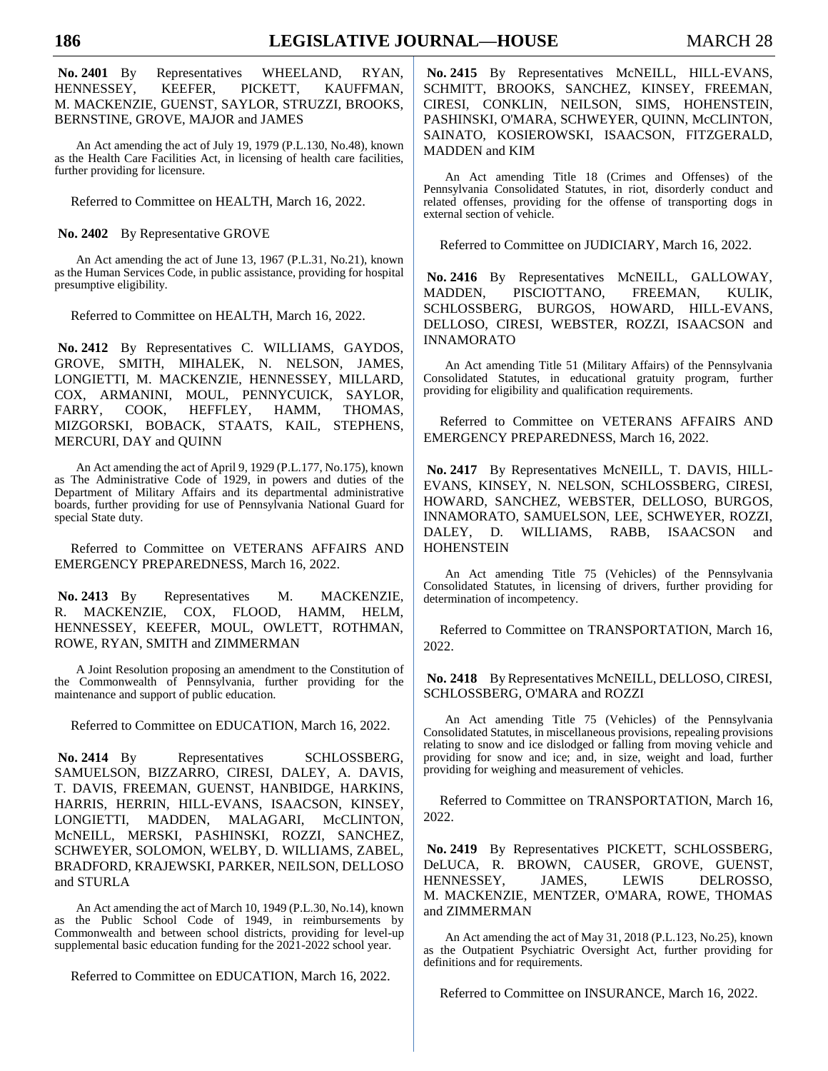**No. 2401** By Representatives WHEELAND, RYAN, HENNESSEY, KEEFER, PICKETT, KAUFFMAN, M. MACKENZIE, GUENST, SAYLOR, STRUZZI, BROOKS, BERNSTINE, GROVE, MAJOR and JAMES

An Act amending the act of July 19, 1979 (P.L.130, No.48), known as the Health Care Facilities Act, in licensing of health care facilities, further providing for licensure.

Referred to Committee on HEALTH, March 16, 2022.

**No. 2402** By Representative GROVE

An Act amending the act of June 13, 1967 (P.L.31, No.21), known as the Human Services Code, in public assistance, providing for hospital presumptive eligibility.

Referred to Committee on HEALTH, March 16, 2022.

**No. 2412** By Representatives C. WILLIAMS, GAYDOS, GROVE, SMITH, MIHALEK, N. NELSON, JAMES, LONGIETTI, M. MACKENZIE, HENNESSEY, MILLARD, COX, ARMANINI, MOUL, PENNYCUICK, SAYLOR, FARRY, COOK, HEFFLEY, HAMM, THOMAS, MIZGORSKI, BOBACK, STAATS, KAIL, STEPHENS, MERCURI, DAY and QUINN

An Act amending the act of April 9, 1929 (P.L.177, No.175), known as The Administrative Code of 1929, in powers and duties of the Department of Military Affairs and its departmental administrative boards, further providing for use of Pennsylvania National Guard for special State duty.

Referred to Committee on VETERANS AFFAIRS AND EMERGENCY PREPAREDNESS, March 16, 2022.

**No. 2413** By Representatives M. MACKENZIE, R. MACKENZIE, COX, FLOOD, HAMM, HELM, HENNESSEY, KEEFER, MOUL, OWLETT, ROTHMAN, ROWE, RYAN, SMITH and ZIMMERMAN

A Joint Resolution proposing an amendment to the Constitution of the Commonwealth of Pennsylvania, further providing for the maintenance and support of public education.

Referred to Committee on EDUCATION, March 16, 2022.

**No. 2414** By Representatives SCHLOSSBERG, SAMUELSON, BIZZARRO, CIRESI, DALEY, A. DAVIS, T. DAVIS, FREEMAN, GUENST, HANBIDGE, HARKINS, HARRIS, HERRIN, HILL-EVANS, ISAACSON, KINSEY, LONGIETTI, MADDEN, MALAGARI, McCLINTON, McNEILL, MERSKI, PASHINSKI, ROZZI, SANCHEZ, SCHWEYER, SOLOMON, WELBY, D. WILLIAMS, ZABEL, BRADFORD, KRAJEWSKI, PARKER, NEILSON, DELLOSO and STURLA

An Act amending the act of March 10, 1949 (P.L.30, No.14), known as the Public School Code of 1949, in reimbursements by Commonwealth and between school districts, providing for level-up supplemental basic education funding for the 2021-2022 school year.

Referred to Committee on EDUCATION, March 16, 2022.

**No. 2415** By Representatives McNEILL, HILL-EVANS, SCHMITT, BROOKS, SANCHEZ, KINSEY, FREEMAN, CIRESI, CONKLIN, NEILSON, SIMS, HOHENSTEIN, PASHINSKI, O'MARA, SCHWEYER, QUINN, McCLINTON, SAINATO, KOSIEROWSKI, ISAACSON, FITZGERALD, MADDEN and KIM

An Act amending Title 18 (Crimes and Offenses) of the Pennsylvania Consolidated Statutes, in riot, disorderly conduct and related offenses, providing for the offense of transporting dogs in external section of vehicle.

Referred to Committee on JUDICIARY, March 16, 2022.

**No. 2416** By Representatives McNEILL, GALLOWAY, MADDEN, PISCIOTTANO, FREEMAN, KULIK, SCHLOSSBERG, BURGOS, HOWARD, HILL-EVANS, DELLOSO, CIRESI, WEBSTER, ROZZI, ISAACSON and INNAMORATO

An Act amending Title 51 (Military Affairs) of the Pennsylvania Consolidated Statutes, in educational gratuity program, further providing for eligibility and qualification requirements.

Referred to Committee on VETERANS AFFAIRS AND EMERGENCY PREPAREDNESS, March 16, 2022.

**No. 2417** By Representatives McNEILL, T. DAVIS, HILL-EVANS, KINSEY, N. NELSON, SCHLOSSBERG, CIRESI, HOWARD, SANCHEZ, WEBSTER, DELLOSO, BURGOS, INNAMORATO, SAMUELSON, LEE, SCHWEYER, ROZZI, DALEY, D. WILLIAMS, RABB, ISAACSON and HOHENSTEIN

An Act amending Title 75 (Vehicles) of the Pennsylvania Consolidated Statutes, in licensing of drivers, further providing for determination of incompetency.

Referred to Committee on TRANSPORTATION, March 16, 2022.

**No. 2418** By Representatives McNEILL, DELLOSO, CIRESI, SCHLOSSBERG, O'MARA and ROZZI

An Act amending Title 75 (Vehicles) of the Pennsylvania Consolidated Statutes, in miscellaneous provisions, repealing provisions relating to snow and ice dislodged or falling from moving vehicle and providing for snow and ice; and, in size, weight and load, further providing for weighing and measurement of vehicles.

Referred to Committee on TRANSPORTATION, March 16, 2022.

**No. 2419** By Representatives PICKETT, SCHLOSSBERG, DeLUCA, R. BROWN, CAUSER, GROVE, GUENST, HENNESSEY, JAMES, LEWIS DELROSSO, M. MACKENZIE, MENTZER, O'MARA, ROWE, THOMAS and ZIMMERMAN

An Act amending the act of May 31, 2018 (P.L.123, No.25), known as the Outpatient Psychiatric Oversight Act, further providing for definitions and for requirements.

Referred to Committee on INSURANCE, March 16, 2022.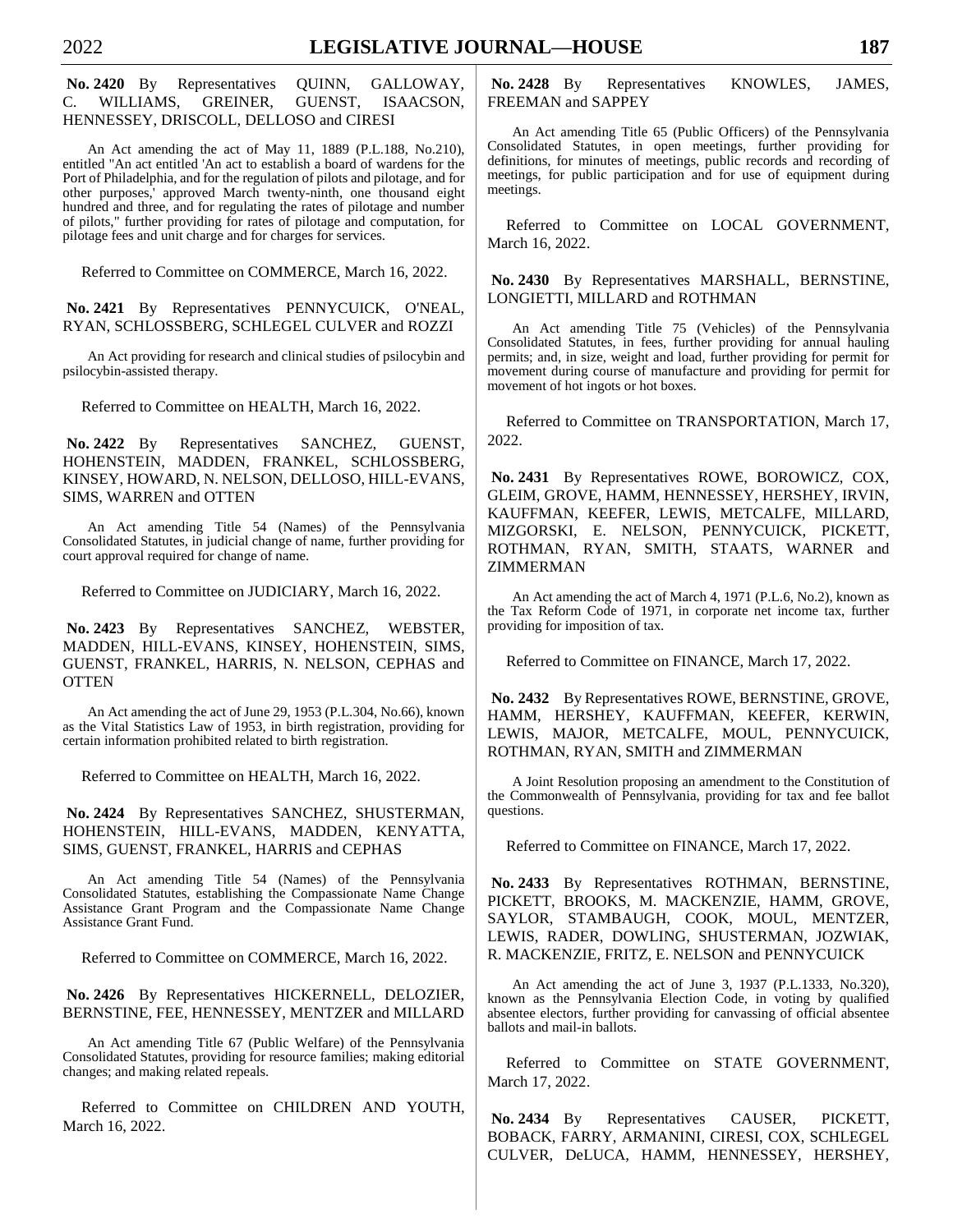**No. 2420** By Representatives QUINN, GALLOWAY, C. WILLIAMS, GREINER, GUENST, ISAACSON, HENNESSEY, DRISCOLL, DELLOSO and CIRESI

An Act amending the act of May 11, 1889 (P.L.188, No.210), entitled "An act entitled 'An act to establish a board of wardens for the Port of Philadelphia, and for the regulation of pilots and pilotage, and for other purposes,' approved March twenty-ninth, one thousand eight hundred and three, and for regulating the rates of pilotage and number of pilots," further providing for rates of pilotage and computation, for pilotage fees and unit charge and for charges for services.

Referred to Committee on COMMERCE, March 16, 2022.

**No. 2421** By Representatives PENNYCUICK, O'NEAL, RYAN, SCHLOSSBERG, SCHLEGEL CULVER and ROZZI

An Act providing for research and clinical studies of psilocybin and psilocybin-assisted therapy.

Referred to Committee on HEALTH, March 16, 2022.

**No. 2422** By Representatives SANCHEZ, GUENST, HOHENSTEIN, MADDEN, FRANKEL, SCHLOSSBERG, KINSEY, HOWARD, N. NELSON, DELLOSO, HILL-EVANS, SIMS, WARREN and OTTEN

An Act amending Title 54 (Names) of the Pennsylvania Consolidated Statutes, in judicial change of name, further providing for court approval required for change of name.

Referred to Committee on JUDICIARY, March 16, 2022.

**No. 2423** By Representatives SANCHEZ, WEBSTER, MADDEN, HILL-EVANS, KINSEY, HOHENSTEIN, SIMS, GUENST, FRANKEL, HARRIS, N. NELSON, CEPHAS and OTTEN

An Act amending the act of June 29, 1953 (P.L.304, No.66), known as the Vital Statistics Law of 1953, in birth registration, providing for certain information prohibited related to birth registration.

Referred to Committee on HEALTH, March 16, 2022.

**No. 2424** By Representatives SANCHEZ, SHUSTERMAN, HOHENSTEIN, HILL-EVANS, MADDEN, KENYATTA, SIMS, GUENST, FRANKEL, HARRIS and CEPHAS

An Act amending Title 54 (Names) of the Pennsylvania Consolidated Statutes, establishing the Compassionate Name Change Assistance Grant Program and the Compassionate Name Change Assistance Grant Fund.

Referred to Committee on COMMERCE, March 16, 2022.

**No. 2426** By Representatives HICKERNELL, DELOZIER, BERNSTINE, FEE, HENNESSEY, MENTZER and MILLARD

An Act amending Title 67 (Public Welfare) of the Pennsylvania Consolidated Statutes, providing for resource families; making editorial changes; and making related repeals.

Referred to Committee on CHILDREN AND YOUTH, March 16, 2022.

**No. 2428** By Representatives KNOWLES, JAMES, FREEMAN and SAPPEY

An Act amending Title 65 (Public Officers) of the Pennsylvania Consolidated Statutes, in open meetings, further providing for definitions, for minutes of meetings, public records and recording of meetings, for public participation and for use of equipment during meetings.

Referred to Committee on LOCAL GOVERNMENT, March 16, 2022.

**No. 2430** By Representatives MARSHALL, BERNSTINE, LONGIETTI, MILLARD and ROTHMAN

An Act amending Title 75 (Vehicles) of the Pennsylvania Consolidated Statutes, in fees, further providing for annual hauling permits; and, in size, weight and load, further providing for permit for movement during course of manufacture and providing for permit for movement of hot ingots or hot boxes.

Referred to Committee on TRANSPORTATION, March 17, 2022.

**No. 2431** By Representatives ROWE, BOROWICZ, COX, GLEIM, GROVE, HAMM, HENNESSEY, HERSHEY, IRVIN, KAUFFMAN, KEEFER, LEWIS, METCALFE, MILLARD, MIZGORSKI, E. NELSON, PENNYCUICK, PICKETT, ROTHMAN, RYAN, SMITH, STAATS, WARNER and ZIMMERMAN

An Act amending the act of March 4, 1971 (P.L.6, No.2), known as the Tax Reform Code of 1971, in corporate net income tax, further providing for imposition of tax.

Referred to Committee on FINANCE, March 17, 2022.

**No. 2432** By Representatives ROWE, BERNSTINE, GROVE, HAMM, HERSHEY, KAUFFMAN, KEEFER, KERWIN, LEWIS, MAJOR, METCALFE, MOUL, PENNYCUICK, ROTHMAN, RYAN, SMITH and ZIMMERMAN

A Joint Resolution proposing an amendment to the Constitution of the Commonwealth of Pennsylvania, providing for tax and fee ballot questions.

Referred to Committee on FINANCE, March 17, 2022.

**No. 2433** By Representatives ROTHMAN, BERNSTINE, PICKETT, BROOKS, M. MACKENZIE, HAMM, GROVE, SAYLOR, STAMBAUGH, COOK, MOUL, MENTZER, LEWIS, RADER, DOWLING, SHUSTERMAN, JOZWIAK, R. MACKENZIE, FRITZ, E. NELSON and PENNYCUICK

An Act amending the act of June 3, 1937 (P.L.1333, No.320), known as the Pennsylvania Election Code, in voting by qualified absentee electors, further providing for canvassing of official absentee ballots and mail-in ballots.

Referred to Committee on STATE GOVERNMENT, March 17, 2022.

**No. 2434** By Representatives CAUSER, PICKETT, BOBACK, FARRY, ARMANINI, CIRESI, COX, SCHLEGEL CULVER, DeLUCA, HAMM, HENNESSEY, HERSHEY,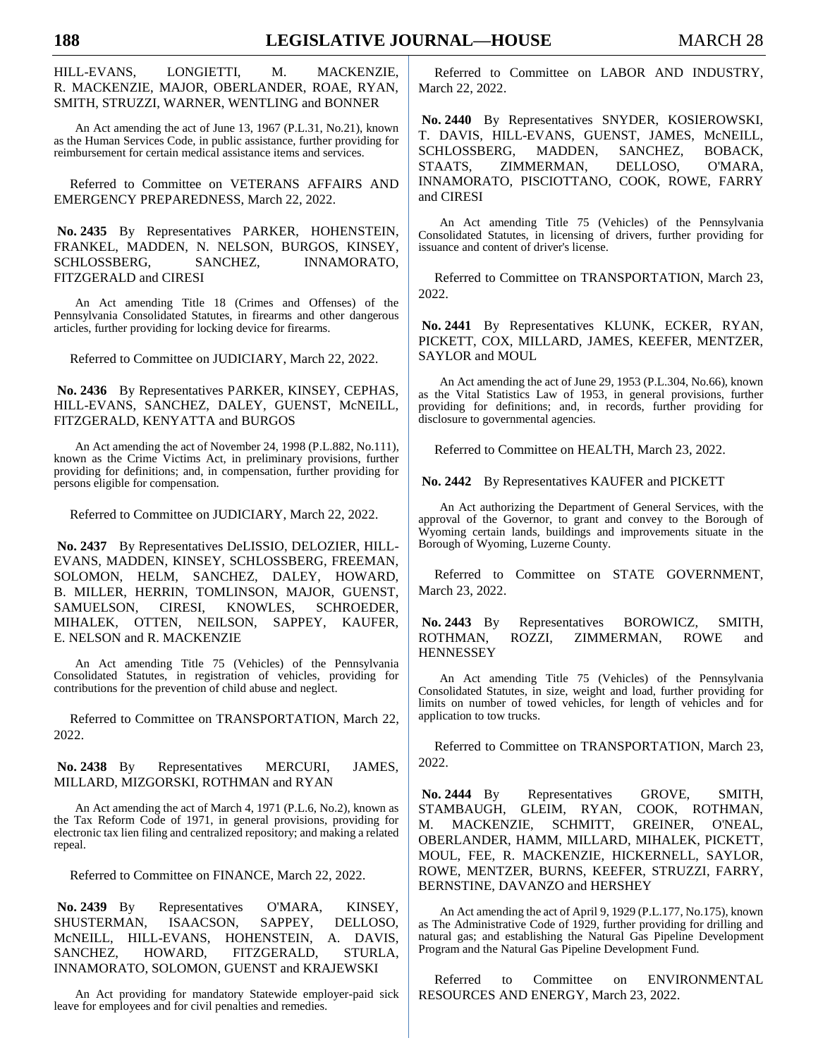HILL-EVANS, LONGIETTI, M. MACKENZIE, R. MACKENZIE, MAJOR, OBERLANDER, ROAE, RYAN, SMITH, STRUZZI, WARNER, WENTLING and BONNER

An Act amending the act of June 13, 1967 (P.L.31, No.21), known as the Human Services Code, in public assistance, further providing for reimbursement for certain medical assistance items and services.

Referred to Committee on VETERANS AFFAIRS AND EMERGENCY PREPAREDNESS, March 22, 2022.

**No. 2435** By Representatives PARKER, HOHENSTEIN, FRANKEL, MADDEN, N. NELSON, BURGOS, KINSEY, SCHLOSSBERG, SANCHEZ, INNAMORATO, FITZGERALD and CIRESI

An Act amending Title 18 (Crimes and Offenses) of the Pennsylvania Consolidated Statutes, in firearms and other dangerous articles, further providing for locking device for firearms.

Referred to Committee on JUDICIARY, March 22, 2022.

**No. 2436** By Representatives PARKER, KINSEY, CEPHAS, HILL-EVANS, SANCHEZ, DALEY, GUENST, McNEILL, FITZGERALD, KENYATTA and BURGOS

An Act amending the act of November 24, 1998 (P.L.882, No.111), known as the Crime Victims Act, in preliminary provisions, further providing for definitions; and, in compensation, further providing for persons eligible for compensation.

Referred to Committee on JUDICIARY, March 22, 2022.

**No. 2437** By Representatives DeLISSIO, DELOZIER, HILL-EVANS, MADDEN, KINSEY, SCHLOSSBERG, FREEMAN, SOLOMON, HELM, SANCHEZ, DALEY, HOWARD, B. MILLER, HERRIN, TOMLINSON, MAJOR, GUENST, SAMUELSON, CIRESI, KNOWLES, SCHROEDER, MIHALEK, OTTEN, NEILSON, SAPPEY, KAUFER, E. NELSON and R. MACKENZIE

An Act amending Title 75 (Vehicles) of the Pennsylvania Consolidated Statutes, in registration of vehicles, providing for contributions for the prevention of child abuse and neglect.

Referred to Committee on TRANSPORTATION, March 22, 2022.

**No. 2438** By Representatives MERCURI, JAMES, MILLARD, MIZGORSKI, ROTHMAN and RYAN

An Act amending the act of March 4, 1971 (P.L.6, No.2), known as the Tax Reform Code of 1971, in general provisions, providing for electronic tax lien filing and centralized repository; and making a related repeal.

Referred to Committee on FINANCE, March 22, 2022.

**No. 2439** By Representatives O'MARA, KINSEY, SHUSTERMAN, ISAACSON, SAPPEY, DELLOSO, McNEILL, HILL-EVANS, HOHENSTEIN, A. DAVIS, SANCHEZ, HOWARD, FITZGERALD, STURLA, INNAMORATO, SOLOMON, GUENST and KRAJEWSKI

An Act providing for mandatory Statewide employer-paid sick leave for employees and for civil penalties and remedies.

Referred to Committee on LABOR AND INDUSTRY, March 22, 2022.

**No. 2440** By Representatives SNYDER, KOSIEROWSKI, T. DAVIS, HILL-EVANS, GUENST, JAMES, McNEILL, SCHLOSSBERG, MADDEN, SANCHEZ, BOBACK, STAATS, ZIMMERMAN, DELLOSO, O'MARA, INNAMORATO, PISCIOTTANO, COOK, ROWE, FARRY and CIRESI

An Act amending Title 75 (Vehicles) of the Pennsylvania Consolidated Statutes, in licensing of drivers, further providing for issuance and content of driver's license.

Referred to Committee on TRANSPORTATION, March 23, 2022.

**No. 2441** By Representatives KLUNK, ECKER, RYAN, PICKETT, COX, MILLARD, JAMES, KEEFER, MENTZER, SAYLOR and MOUL

An Act amending the act of June 29, 1953 (P.L.304, No.66), known as the Vital Statistics Law of 1953, in general provisions, further providing for definitions; and, in records, further providing for disclosure to governmental agencies.

Referred to Committee on HEALTH, March 23, 2022.

**No. 2442** By Representatives KAUFER and PICKETT

An Act authorizing the Department of General Services, with the approval of the Governor, to grant and convey to the Borough of Wyoming certain lands, buildings and improvements situate in the Borough of Wyoming, Luzerne County.

Referred to Committee on STATE GOVERNMENT, March 23, 2022.

**No. 2443** By Representatives BOROWICZ, SMITH, ROTHMAN, ROZZI, ZIMMERMAN, ROWE and HENNESSEY

An Act amending Title 75 (Vehicles) of the Pennsylvania Consolidated Statutes, in size, weight and load, further providing for limits on number of towed vehicles, for length of vehicles and for application to tow trucks.

Referred to Committee on TRANSPORTATION, March 23, 2022.

**No. 2444** By Representatives GROVE, SMITH, STAMBAUGH, GLEIM, RYAN, COOK, ROTHMAN, M. MACKENZIE, SCHMITT, GREINER, O'NEAL, OBERLANDER, HAMM, MILLARD, MIHALEK, PICKETT, MOUL, FEE, R. MACKENZIE, HICKERNELL, SAYLOR, ROWE, MENTZER, BURNS, KEEFER, STRUZZI, FARRY, BERNSTINE, DAVANZO and HERSHEY

An Act amending the act of April 9, 1929 (P.L.177, No.175), known as The Administrative Code of 1929, further providing for drilling and natural gas; and establishing the Natural Gas Pipeline Development Program and the Natural Gas Pipeline Development Fund.

Referred to Committee on ENVIRONMENTAL RESOURCES AND ENERGY, March 23, 2022.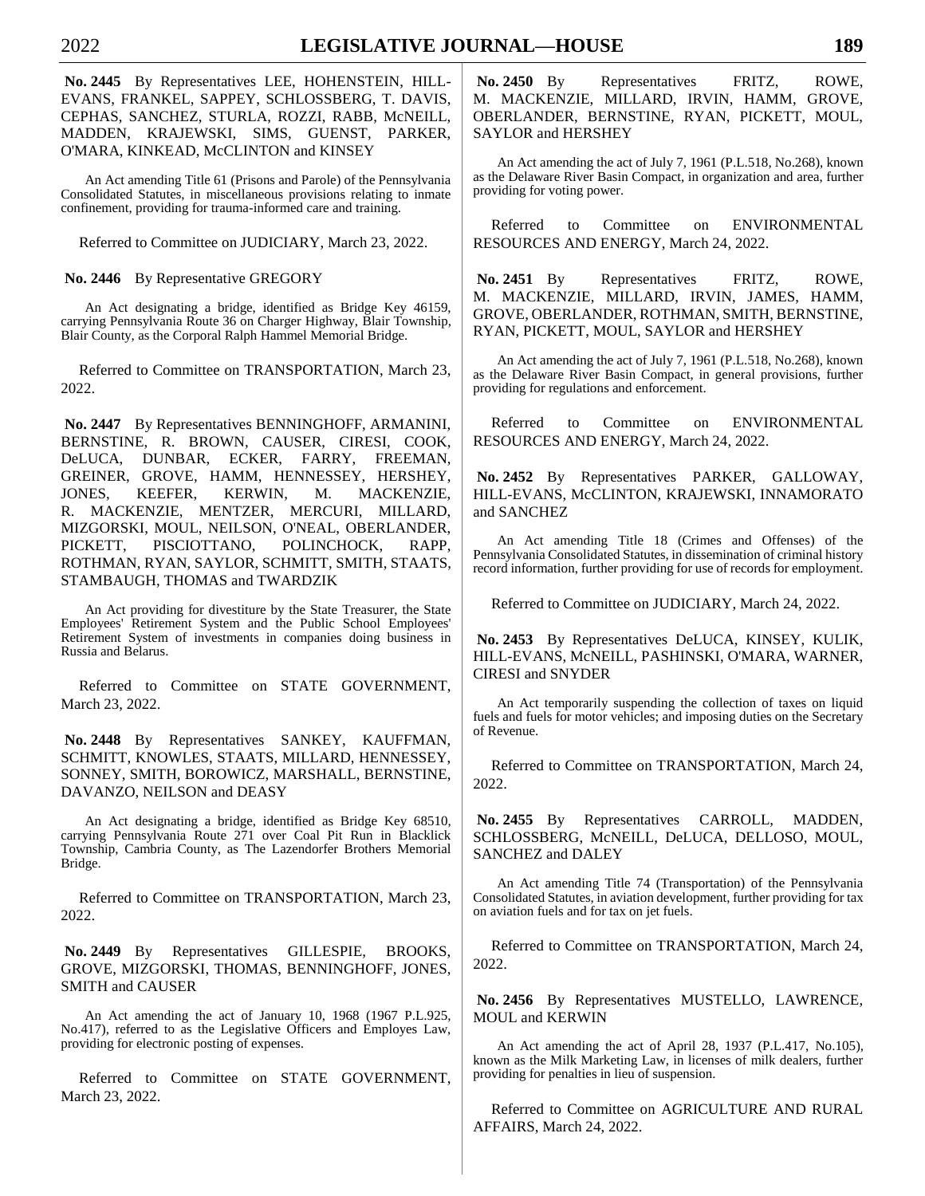**No. 2445** By Representatives LEE, HOHENSTEIN, HILL-EVANS, FRANKEL, SAPPEY, SCHLOSSBERG, T. DAVIS, CEPHAS, SANCHEZ, STURLA, ROZZI, RABB, McNEILL, MADDEN, KRAJEWSKI, SIMS, GUENST, PARKER, O'MARA, KINKEAD, McCLINTON and KINSEY

An Act amending Title 61 (Prisons and Parole) of the Pennsylvania Consolidated Statutes, in miscellaneous provisions relating to inmate confinement, providing for trauma-informed care and training.

Referred to Committee on JUDICIARY, March 23, 2022.

**No. 2446** By Representative GREGORY

An Act designating a bridge, identified as Bridge Key 46159, carrying Pennsylvania Route 36 on Charger Highway, Blair Township, Blair County, as the Corporal Ralph Hammel Memorial Bridge.

Referred to Committee on TRANSPORTATION, March 23, 2022.

**No. 2447** By Representatives BENNINGHOFF, ARMANINI, BERNSTINE, R. BROWN, CAUSER, CIRESI, COOK, DeLUCA, DUNBAR, ECKER, FARRY, FREEMAN, GREINER, GROVE, HAMM, HENNESSEY, HERSHEY, JONES, KEEFER, KERWIN, M. MACKENZIE, R. MACKENZIE, MENTZER, MERCURI, MILLARD, MIZGORSKI, MOUL, NEILSON, O'NEAL, OBERLANDER, PICKETT, PISCIOTTANO, POLINCHOCK, RAPP, ROTHMAN, RYAN, SAYLOR, SCHMITT, SMITH, STAATS, STAMBAUGH, THOMAS and TWARDZIK

An Act providing for divestiture by the State Treasurer, the State Employees' Retirement System and the Public School Employees' Retirement System of investments in companies doing business in Russia and Belarus.

Referred to Committee on STATE GOVERNMENT, March 23, 2022.

**No. 2448** By Representatives SANKEY, KAUFFMAN, SCHMITT, KNOWLES, STAATS, MILLARD, HENNESSEY, SONNEY, SMITH, BOROWICZ, MARSHALL, BERNSTINE, DAVANZO, NEILSON and DEASY

An Act designating a bridge, identified as Bridge Key 68510, carrying Pennsylvania Route 271 over Coal Pit Run in Blacklick Township, Cambria County, as The Lazendorfer Brothers Memorial Bridge.

Referred to Committee on TRANSPORTATION, March 23, 2022.

**No. 2449** By Representatives GILLESPIE, BROOKS, GROVE, MIZGORSKI, THOMAS, BENNINGHOFF, JONES, SMITH and CAUSER

An Act amending the act of January 10, 1968 (1967 P.L.925, No.417), referred to as the Legislative Officers and Employes Law, providing for electronic posting of expenses.

Referred to Committee on STATE GOVERNMENT, March 23, 2022.

**No. 2450** By Representatives FRITZ, ROWE, M. MACKENZIE, MILLARD, IRVIN, HAMM, GROVE, OBERLANDER, BERNSTINE, RYAN, PICKETT, MOUL, SAYLOR and HERSHEY

An Act amending the act of July 7, 1961 (P.L.518, No.268), known as the Delaware River Basin Compact, in organization and area, further providing for voting power.

Referred to Committee on ENVIRONMENTAL RESOURCES AND ENERGY, March 24, 2022.

**No. 2451** By Representatives FRITZ, ROWE, M. MACKENZIE, MILLARD, IRVIN, JAMES, HAMM, GROVE, OBERLANDER, ROTHMAN, SMITH, BERNSTINE, RYAN, PICKETT, MOUL, SAYLOR and HERSHEY

An Act amending the act of July 7, 1961 (P.L.518, No.268), known as the Delaware River Basin Compact, in general provisions, further providing for regulations and enforcement.

Referred to Committee on ENVIRONMENTAL RESOURCES AND ENERGY, March 24, 2022.

**No. 2452** By Representatives PARKER, GALLOWAY, HILL-EVANS, McCLINTON, KRAJEWSKI, INNAMORATO and SANCHEZ

An Act amending Title 18 (Crimes and Offenses) of the Pennsylvania Consolidated Statutes, in dissemination of criminal history record information, further providing for use of records for employment.

Referred to Committee on JUDICIARY, March 24, 2022.

**No. 2453** By Representatives DeLUCA, KINSEY, KULIK, HILL-EVANS, McNEILL, PASHINSKI, O'MARA, WARNER, CIRESI and SNYDER

An Act temporarily suspending the collection of taxes on liquid fuels and fuels for motor vehicles; and imposing duties on the Secretary of Revenue.

Referred to Committee on TRANSPORTATION, March 24, 2022.

**No. 2455** By Representatives CARROLL, MADDEN, SCHLOSSBERG, McNEILL, DeLUCA, DELLOSO, MOUL, SANCHEZ and DALEY

An Act amending Title 74 (Transportation) of the Pennsylvania Consolidated Statutes, in aviation development, further providing for tax on aviation fuels and for tax on jet fuels.

Referred to Committee on TRANSPORTATION, March 24, 2022.

**No. 2456** By Representatives MUSTELLO, LAWRENCE, MOUL and KERWIN

An Act amending the act of April 28, 1937 (P.L.417, No.105), known as the Milk Marketing Law, in licenses of milk dealers, further providing for penalties in lieu of suspension.

Referred to Committee on AGRICULTURE AND RURAL AFFAIRS, March 24, 2022.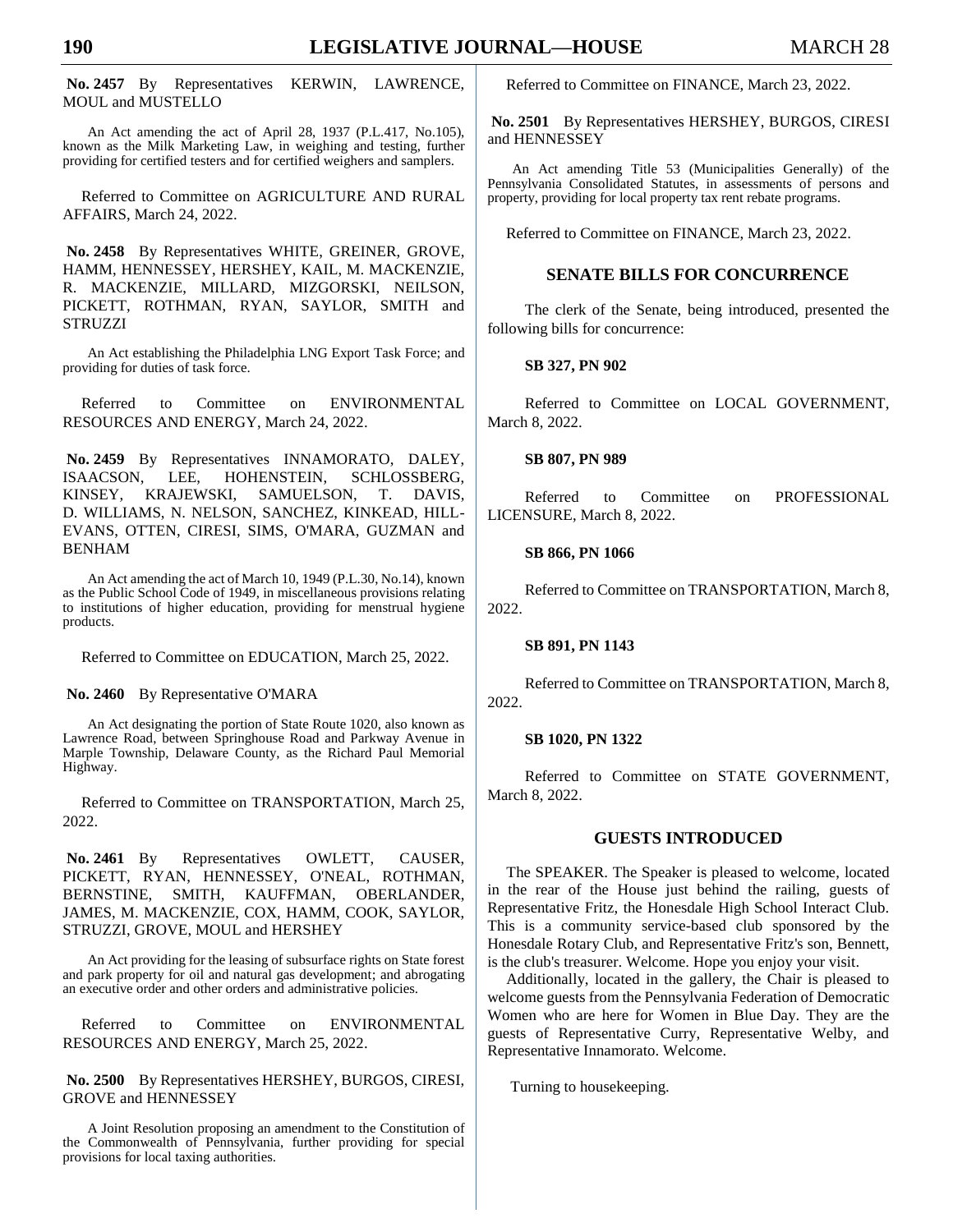**No. 2457** By Representatives KERWIN, LAWRENCE, MOUL and MUSTELLO

An Act amending the act of April 28, 1937 (P.L.417, No.105), known as the Milk Marketing Law, in weighing and testing, further providing for certified testers and for certified weighers and samplers.

Referred to Committee on AGRICULTURE AND RURAL AFFAIRS, March 24, 2022.

**No. 2458** By Representatives WHITE, GREINER, GROVE, HAMM, HENNESSEY, HERSHEY, KAIL, M. MACKENZIE, R. MACKENZIE, MILLARD, MIZGORSKI, NEILSON, PICKETT, ROTHMAN, RYAN, SAYLOR, SMITH and STRUZZI

An Act establishing the Philadelphia LNG Export Task Force; and providing for duties of task force.

Referred to Committee on ENVIRONMENTAL RESOURCES AND ENERGY, March 24, 2022.

**No. 2459** By Representatives INNAMORATO, DALEY, ISAACSON, LEE, HOHENSTEIN, SCHLOSSBERG, KINSEY, KRAJEWSKI, SAMUELSON, T. DAVIS, D. WILLIAMS, N. NELSON, SANCHEZ, KINKEAD, HILL-EVANS, OTTEN, CIRESI, SIMS, O'MARA, GUZMAN and BENHAM

An Act amending the act of March 10, 1949 (P.L.30, No.14), known as the Public School Code of 1949, in miscellaneous provisions relating to institutions of higher education, providing for menstrual hygiene products.

Referred to Committee on EDUCATION, March 25, 2022.

**No. 2460** By Representative O'MARA

An Act designating the portion of State Route 1020, also known as Lawrence Road, between Springhouse Road and Parkway Avenue in Marple Township, Delaware County, as the Richard Paul Memorial Highway.

Referred to Committee on TRANSPORTATION, March 25, 2022.

**No. 2461** By Representatives OWLETT, CAUSER, PICKETT, RYAN, HENNESSEY, O'NEAL, ROTHMAN, BERNSTINE, SMITH, KAUFFMAN, OBERLANDER, JAMES, M. MACKENZIE, COX, HAMM, COOK, SAYLOR, STRUZZI, GROVE, MOUL and HERSHEY

An Act providing for the leasing of subsurface rights on State forest and park property for oil and natural gas development; and abrogating an executive order and other orders and administrative policies.

Referred to Committee on ENVIRONMENTAL RESOURCES AND ENERGY, March 25, 2022.

**No. 2500** By Representatives HERSHEY, BURGOS, CIRESI, GROVE and HENNESSEY

A Joint Resolution proposing an amendment to the Constitution of the Commonwealth of Pennsylvania, further providing for special provisions for local taxing authorities.

Referred to Committee on FINANCE, March 23, 2022.

**No. 2501** By Representatives HERSHEY, BURGOS, CIRESI and HENNESSEY

An Act amending Title 53 (Municipalities Generally) of the Pennsylvania Consolidated Statutes, in assessments of persons and property, providing for local property tax rent rebate programs.

Referred to Committee on FINANCE, March 23, 2022.

## SENATE BILLS FOR CONCURRENCE

The clerk of the Senate, being introduced, presented the following bills for concurrence:

**SB 327, PN 902**

Referred to Committee on LOCAL GOVERNMENT, March 8, 2022.

**SB 807, PN 989**

Referred to Committee on PROFESSIONAL LICENSURE, March 8, 2022.

**SB 866, PN 1066**

Referred to Committee on TRANSPORTATION, March 8, 2022.

**SB 891, PN 1143**

Referred to Committee on TRANSPORTATION, March 8, 2022.

**SB 1020, PN 1322**

Referred to Committee on STATE GOVERNMENT, March 8, 2022.

## GUESTS INTRODUCED

The SPEAKER. The Speaker is pleased to welcome, located in the rear of the House just behind the railing, guests of Representative Fritz, the Honesdale High School Interact Club. This is a community service-based club sponsored by the Honesdale Rotary Club, and Representative Fritz's son, Bennett, is the club's treasurer. Welcome. Hope you enjoy your visit.

Additionally, located in the gallery, the Chair is pleased to welcome guests from the Pennsylvania Federation of Democratic Women who are here for Women in Blue Day. They are the guests of Representative Curry, Representative Welby, and Representative Innamorato. Welcome.

Turning to housekeeping.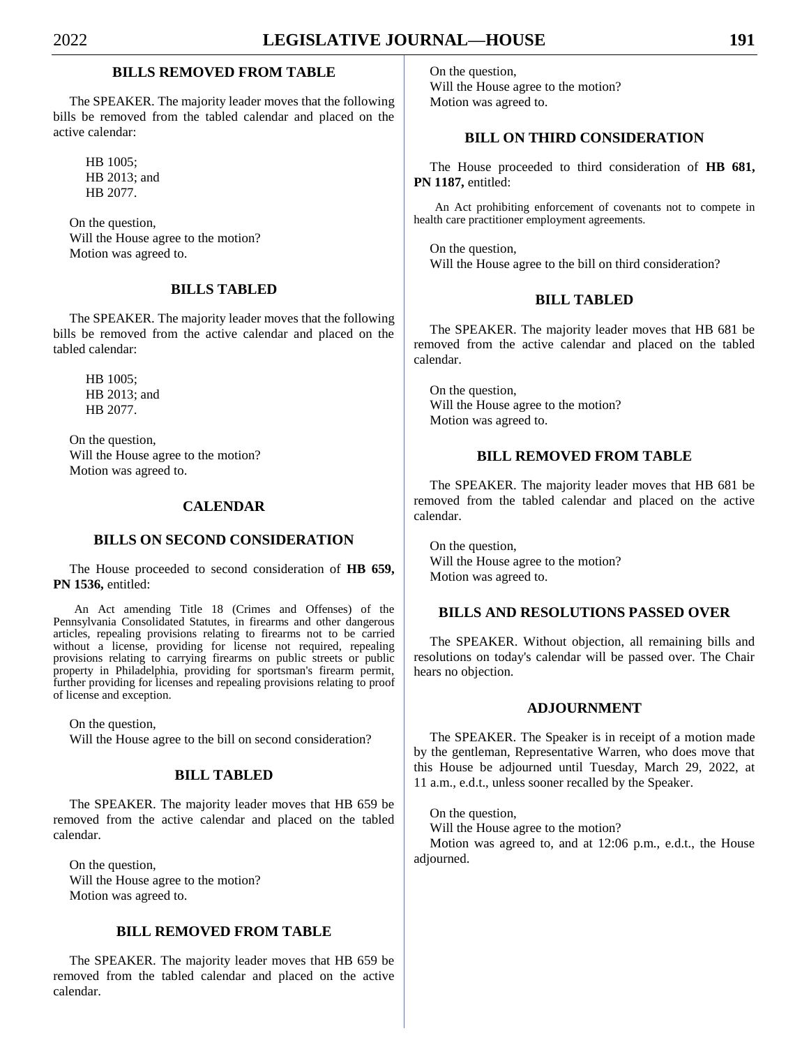## BILLS REMOVED FROM TABLE

The SPEAKER. The majority leader moves that the following bills be removed from the tabled calendar and placed on the active calendar:

HB 1005;
HB 2013; and
HB 2077.

On the question,
Will the House agree to the motion?
Motion was agreed to.

## BILLS TABLED

The SPEAKER. The majority leader moves that the following bills be removed from the active calendar and placed on the tabled calendar:

HB 1005;
HB 2013; and
HB 2077.

On the question,
Will the House agree to the motion?
Motion was agreed to.

## CALENDAR

## BILLS ON SECOND CONSIDERATION

The House proceeded to second consideration of **HB 659, PN 1536,** entitled:

An Act amending Title 18 (Crimes and Offenses) of the Pennsylvania Consolidated Statutes, in firearms and other dangerous articles, repealing provisions relating to firearms not to be carried without a license, providing for license not required, repealing provisions relating to carrying firearms on public streets or public property in Philadelphia, providing for sportsman's firearm permit, further providing for licenses and repealing provisions relating to proof of license and exception.

On the question,
Will the House agree to the bill on second consideration?

## BILL TABLED

The SPEAKER. The majority leader moves that HB 659 be removed from the active calendar and placed on the tabled calendar.

On the question,
Will the House agree to the motion?
Motion was agreed to.

## BILL REMOVED FROM TABLE

The SPEAKER. The majority leader moves that HB 659 be removed from the tabled calendar and placed on the active calendar.

On the question,
Will the House agree to the motion?
Motion was agreed to.

## BILL ON THIRD CONSIDERATION

The House proceeded to third consideration of **HB 681, PN 1187,** entitled:

An Act prohibiting enforcement of covenants not to compete in health care practitioner employment agreements.

On the question,
Will the House agree to the bill on third consideration?

## BILL TABLED

The SPEAKER. The majority leader moves that HB 681 be removed from the active calendar and placed on the tabled calendar.

On the question,
Will the House agree to the motion?
Motion was agreed to.

## BILL REMOVED FROM TABLE

The SPEAKER. The majority leader moves that HB 681 be removed from the tabled calendar and placed on the active calendar.

On the question,
Will the House agree to the motion?
Motion was agreed to.

## BILLS AND RESOLUTIONS PASSED OVER

The SPEAKER. Without objection, all remaining bills and resolutions on today's calendar will be passed over. The Chair hears no objection.

## ADJOURNMENT

The SPEAKER. The Speaker is in receipt of a motion made by the gentleman, Representative Warren, who does move that this House be adjourned until Tuesday, March 29, 2022, at 11 a.m., e.d.t., unless sooner recalled by the Speaker.

On the question,
Will the House agree to the motion?
Motion was agreed to, and at 12:06 p.m., e.d.t., the House adjourned.